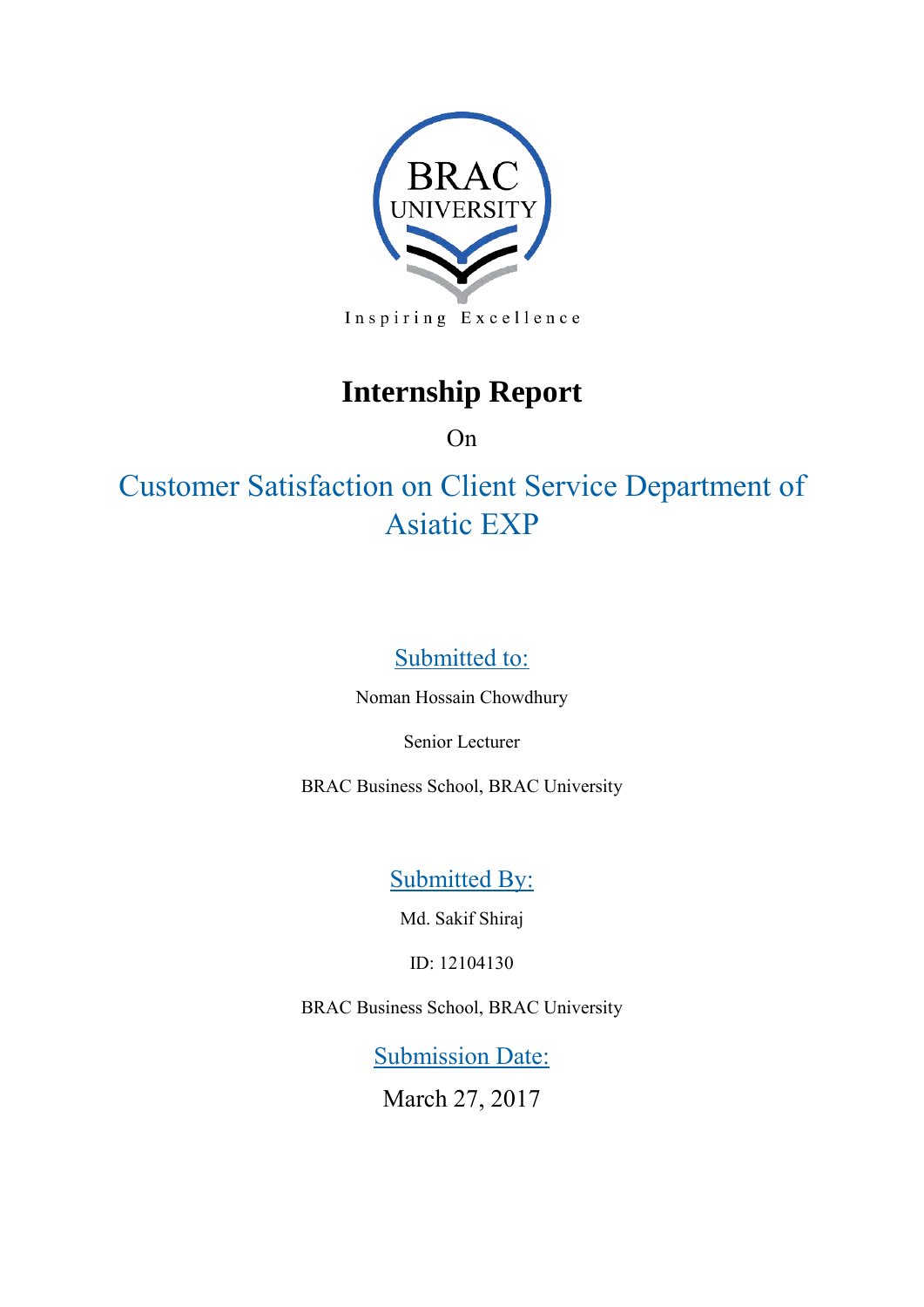BRAC UNIVERSITY

Inspiring Excellence

# Internship Report

On

## Customer Satisfaction on Client Service Department of Asiatic EXP

Submitted to:

Noman Hossain Chowdhury

Senior Lecturer

BRAC Business School, BRAC University

Submitted By:

Md. Sakif Shiraj

ID: 12104130

BRAC Business School, BRAC University

Submission Date:

March 27, 2017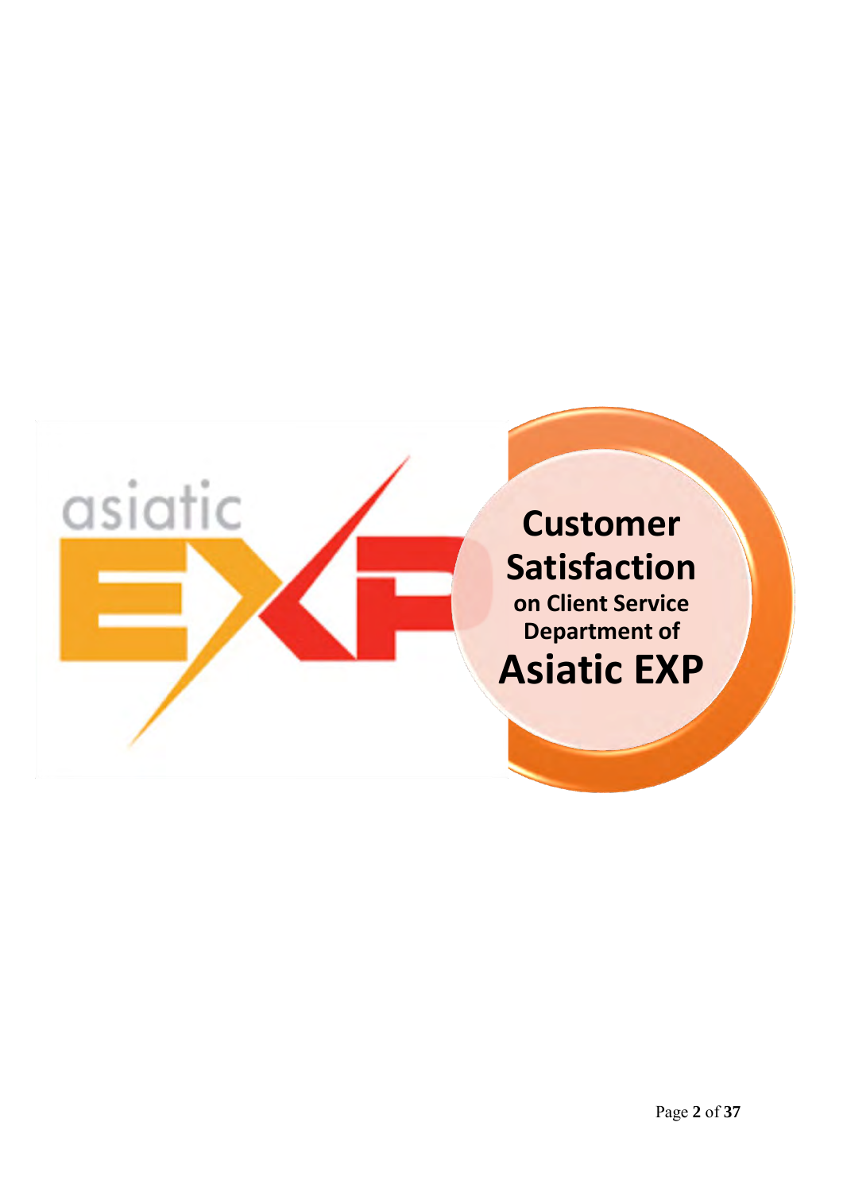# Customer Satisfaction

**on Client Service Department of**

# Asiatic EXP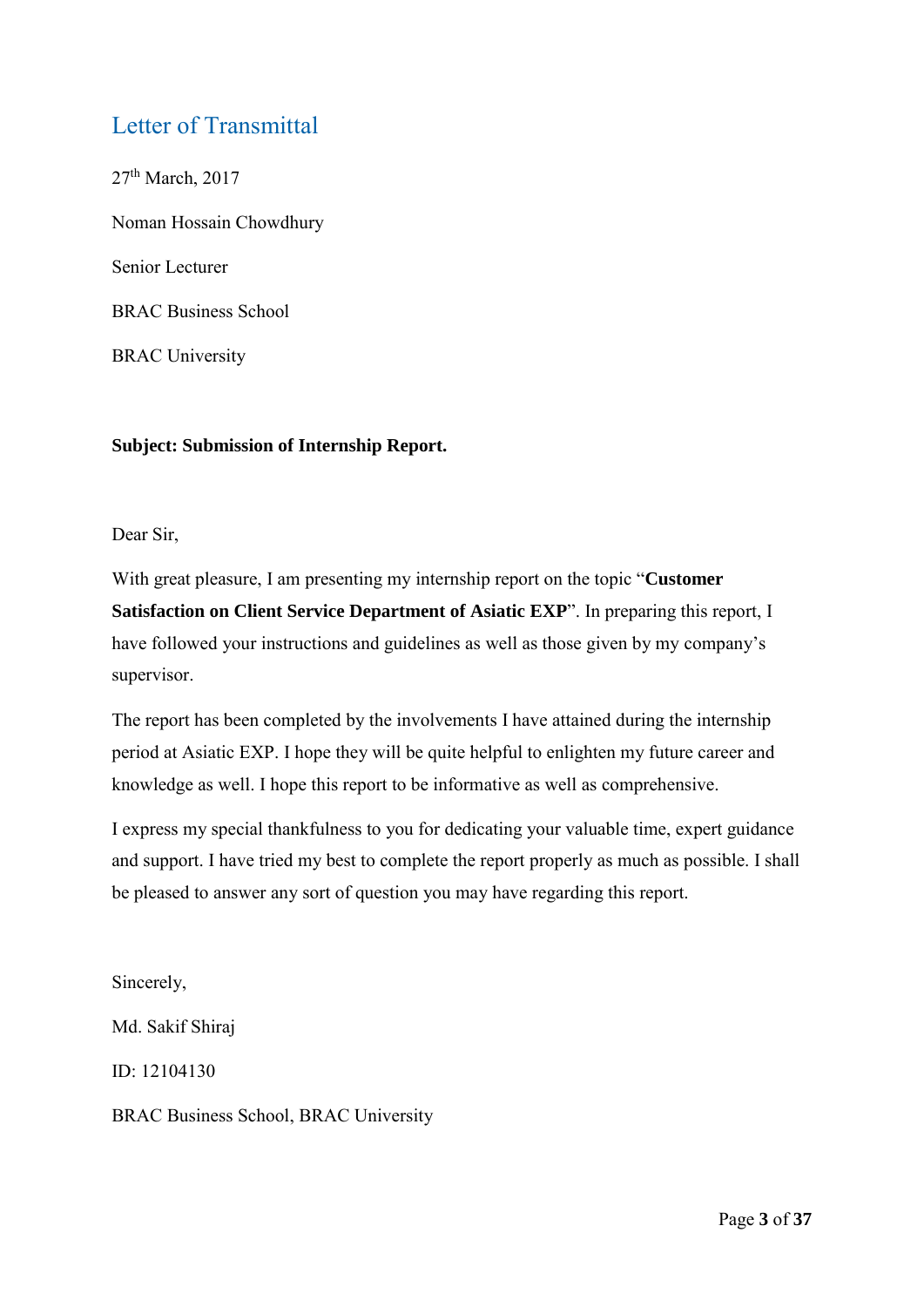# Letter of Transmittal

27th March, 2017

Noman Hossain Chowdhury

Senior Lecturer

BRAC Business School

BRAC University

**Subject: Submission of Internship Report.**

Dear Sir,

With great pleasure, I am presenting my internship report on the topic "**Customer Satisfaction on Client Service Department of Asiatic EXP**". In preparing this report, I have followed your instructions and guidelines as well as those given by my company's supervisor.

The report has been completed by the involvements I have attained during the internship period at Asiatic EXP. I hope they will be quite helpful to enlighten my future career and knowledge as well. I hope this report to be informative as well as comprehensive.

I express my special thankfulness to you for dedicating your valuable time, expert guidance and support. I have tried my best to complete the report properly as much as possible. I shall be pleased to answer any sort of question you may have regarding this report.

Sincerely,

Md. Sakif Shiraj

ID: 12104130

BRAC Business School, BRAC University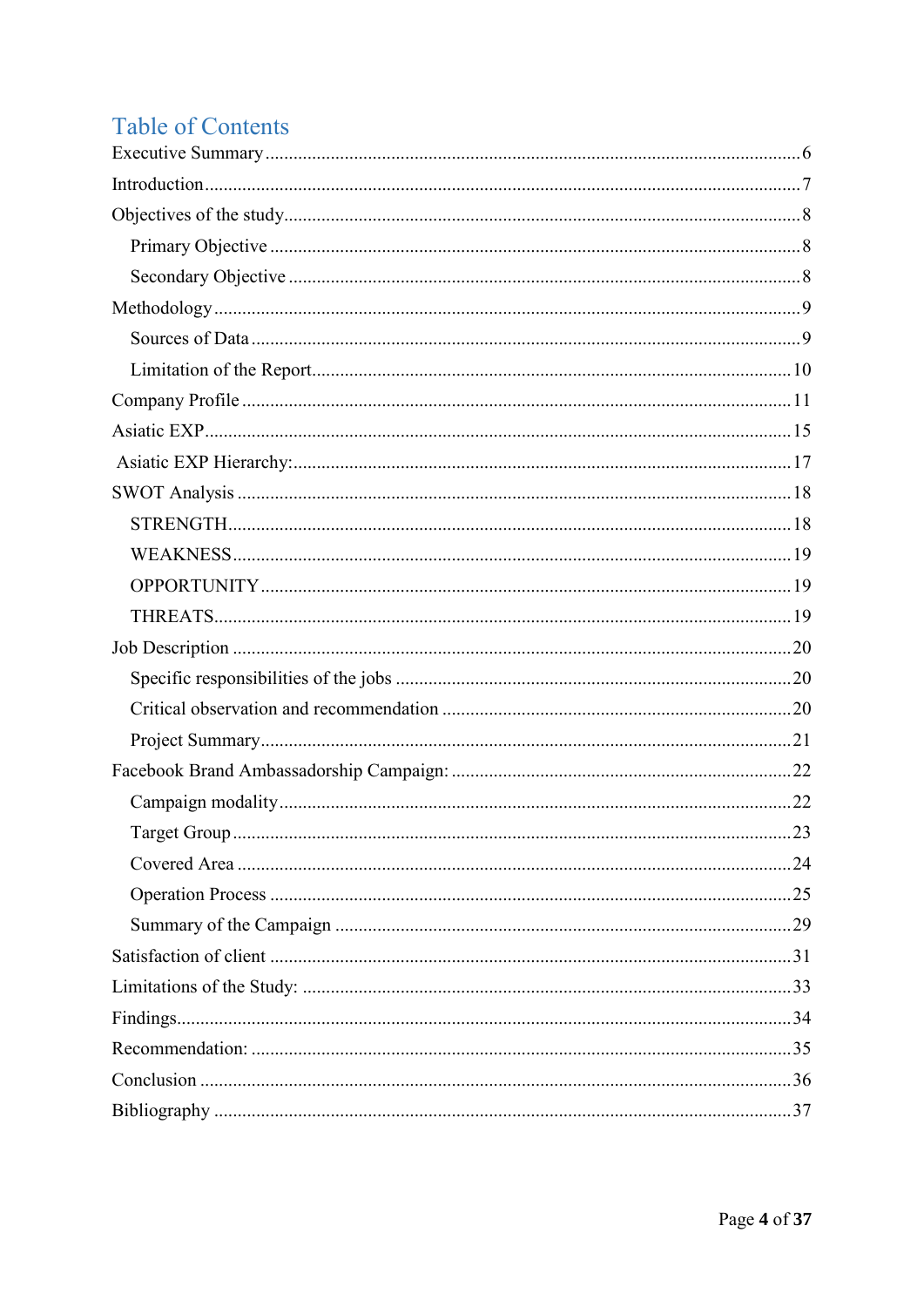# Table of Contents

- Executive Summary ... 6
- Introduction ... 7
- Objectives of the study ... 8
  - Primary Objective ... 8
  - Secondary Objective ... 8
- Methodology ... 9
  - Sources of Data ... 9
  - Limitation of the Report ... 10
- Company Profile ... 11
- Asiatic EXP ... 15
- Asiatic EXP Hierarchy: ... 17
- SWOT Analysis ... 18
  - STRENGTH ... 18
  - WEAKNESS ... 19
  - OPPORTUNITY ... 19
  - THREATS ... 19
- Job Description ... 20
  - Specific responsibilities of the jobs ... 20
  - Critical observation and recommendation ... 20
  - Project Summary ... 21
- Facebook Brand Ambassadorship Campaign: ... 22
  - Campaign modality ... 22
  - Target Group ... 23
  - Covered Area ... 24
  - Operation Process ... 25
  - Summary of the Campaign ... 29
- Satisfaction of client ... 31
- Limitations of the Study: ... 33
- Findings ... 34
- Recommendation: ... 35
- Conclusion ... 36
- Bibliography ... 37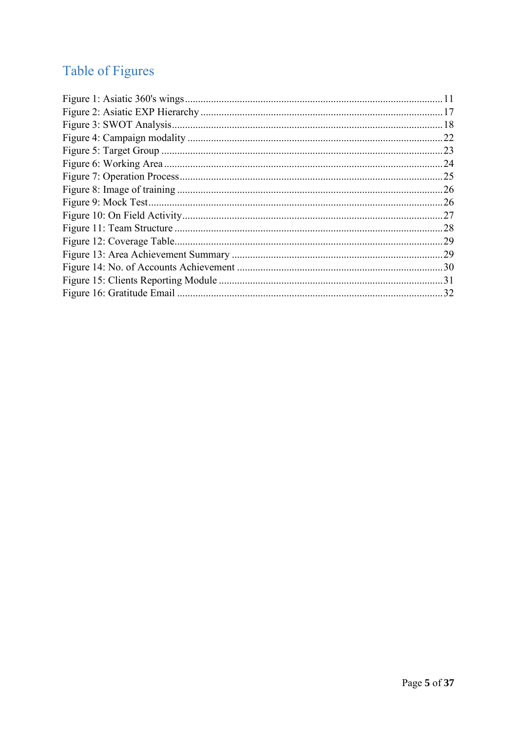# Table of Figures

Figure 1: Asiatic 360's wings ........................................................................................ 11
Figure 2: Asiatic EXP Hierarchy .................................................................................. 17
Figure 3: SWOT Analysis ............................................................................................. 18
Figure 4: Campaign modality ....................................................................................... 22
Figure 5: Target Group ................................................................................................ 23
Figure 6: Working Area ............................................................................................... 24
Figure 7: Operation Process ......................................................................................... 25
Figure 8: Image of training .......................................................................................... 26
Figure 9: Mock Test ..................................................................................................... 26
Figure 10: On Field Activity ........................................................................................ 27
Figure 11: Team Structure ............................................................................................ 28
Figure 12: Coverage Table ........................................................................................... 29
Figure 13: Area Achievement Summary ...................................................................... 29
Figure 14: No. of Accounts Achievement .................................................................... 30
Figure 15: Clients Reporting Module ........................................................................... 31
Figure 16: Gratitude Email ........................................................................................... 32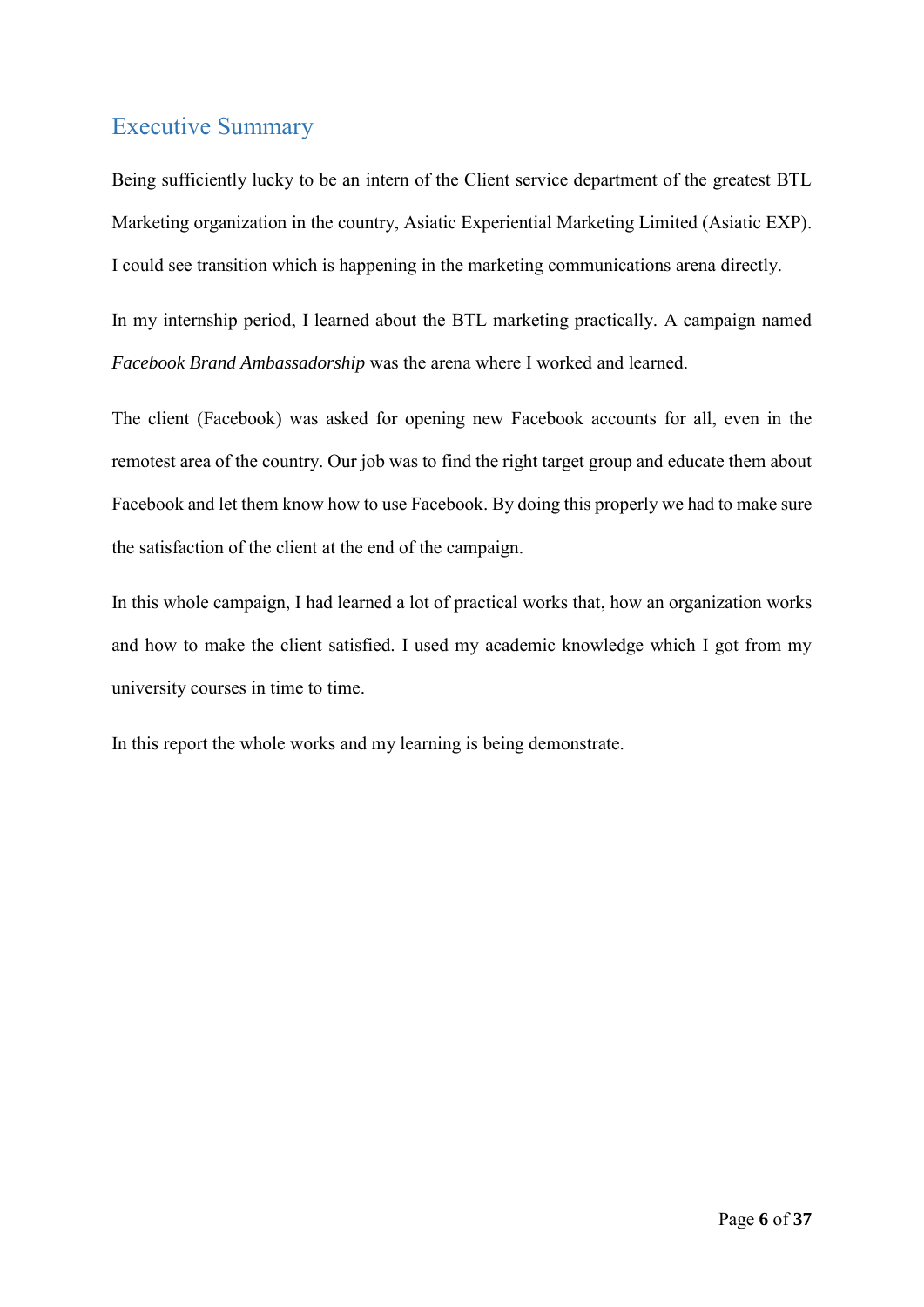## Executive Summary

Being sufficiently lucky to be an intern of the Client service department of the greatest BTL Marketing organization in the country, Asiatic Experiential Marketing Limited (Asiatic EXP). I could see transition which is happening in the marketing communications arena directly.

In my internship period, I learned about the BTL marketing practically. A campaign named *Facebook Brand Ambassadorship* was the arena where I worked and learned.

The client (Facebook) was asked for opening new Facebook accounts for all, even in the remotest area of the country. Our job was to find the right target group and educate them about Facebook and let them know how to use Facebook. By doing this properly we had to make sure the satisfaction of the client at the end of the campaign.

In this whole campaign, I had learned a lot of practical works that, how an organization works and how to make the client satisfied. I used my academic knowledge which I got from my university courses in time to time.

In this report the whole works and my learning is being demonstrate.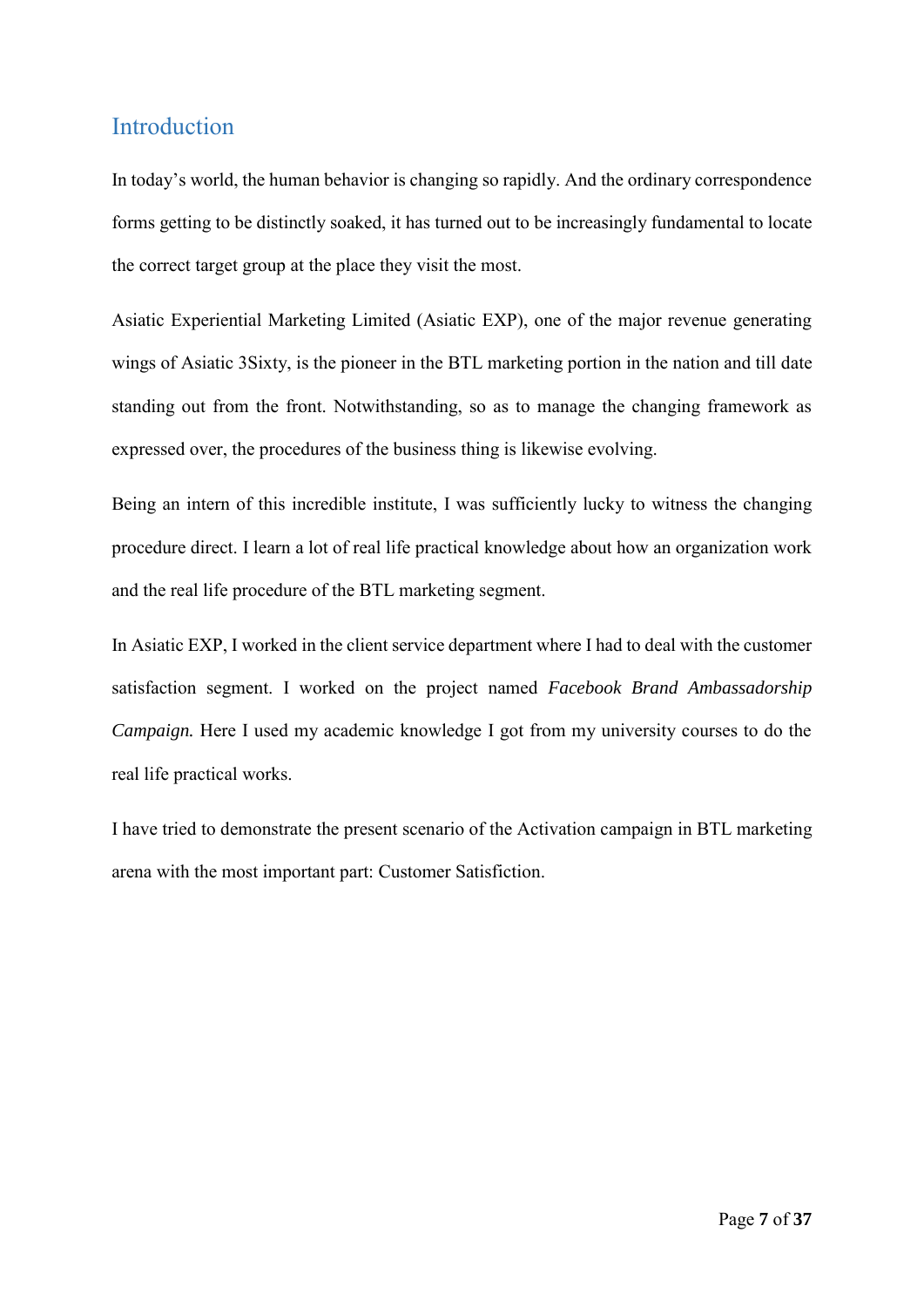# Introduction

In today's world, the human behavior is changing so rapidly. And the ordinary correspondence forms getting to be distinctly soaked, it has turned out to be increasingly fundamental to locate the correct target group at the place they visit the most.

Asiatic Experiential Marketing Limited (Asiatic EXP), one of the major revenue generating wings of Asiatic 3Sixty, is the pioneer in the BTL marketing portion in the nation and till date standing out from the front. Notwithstanding, so as to manage the changing framework as expressed over, the procedures of the business thing is likewise evolving.

Being an intern of this incredible institute, I was sufficiently lucky to witness the changing procedure direct. I learn a lot of real life practical knowledge about how an organization work and the real life procedure of the BTL marketing segment.

In Asiatic EXP, I worked in the client service department where I had to deal with the customer satisfaction segment. I worked on the project named *Facebook Brand Ambassadorship Campaign.* Here I used my academic knowledge I got from my university courses to do the real life practical works.

I have tried to demonstrate the present scenario of the Activation campaign in BTL marketing arena with the most important part: Customer Satisfiction.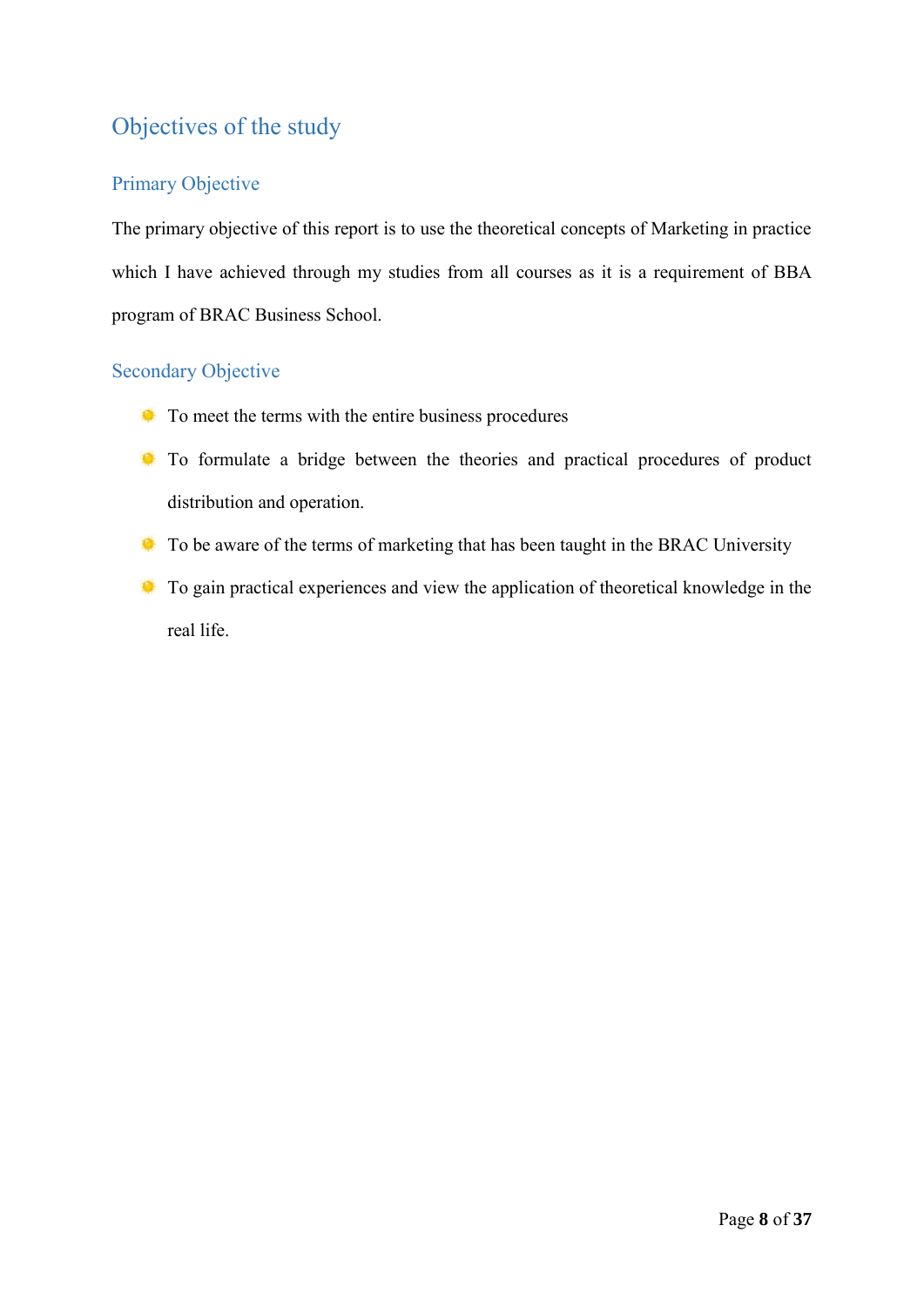# Objectives of the study

## Primary Objective

The primary objective of this report is to use the theoretical concepts of Marketing in practice which I have achieved through my studies from all courses as it is a requirement of BBA program of BRAC Business School.

## Secondary Objective

- To meet the terms with the entire business procedures
- To formulate a bridge between the theories and practical procedures of product distribution and operation.
- To be aware of the terms of marketing that has been taught in the BRAC University
- To gain practical experiences and view the application of theoretical knowledge in the real life.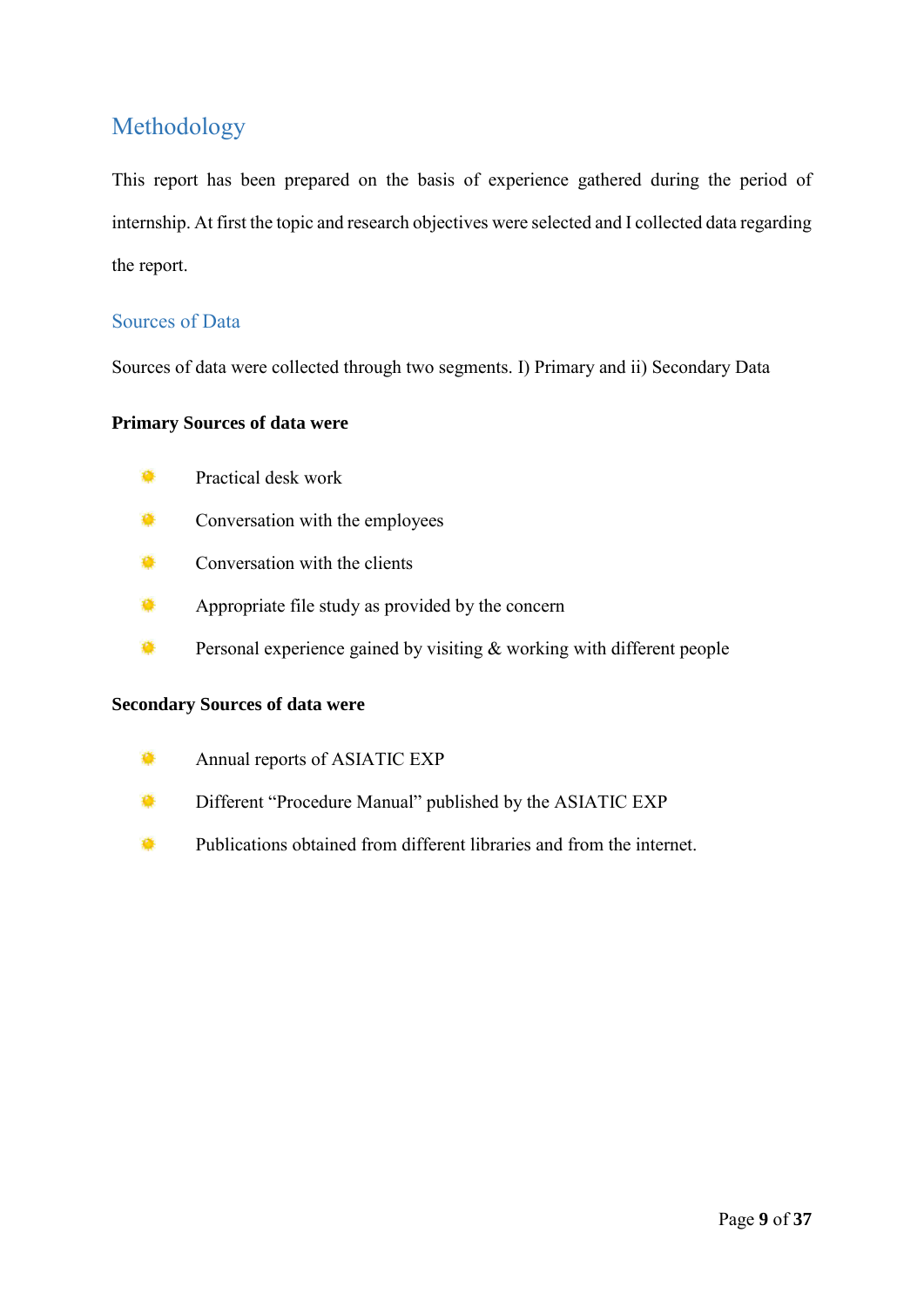# Methodology

This report has been prepared on the basis of experience gathered during the period of internship. At first the topic and research objectives were selected and I collected data regarding the report.

## Sources of Data

Sources of data were collected through two segments. I) Primary and ii) Secondary Data

**Primary Sources of data were**

- Practical desk work
- Conversation with the employees
- Conversation with the clients
- Appropriate file study as provided by the concern
- Personal experience gained by visiting & working with different people

**Secondary Sources of data were**

- Annual reports of ASIATIC EXP
- Different "Procedure Manual" published by the ASIATIC EXP
- Publications obtained from different libraries and from the internet.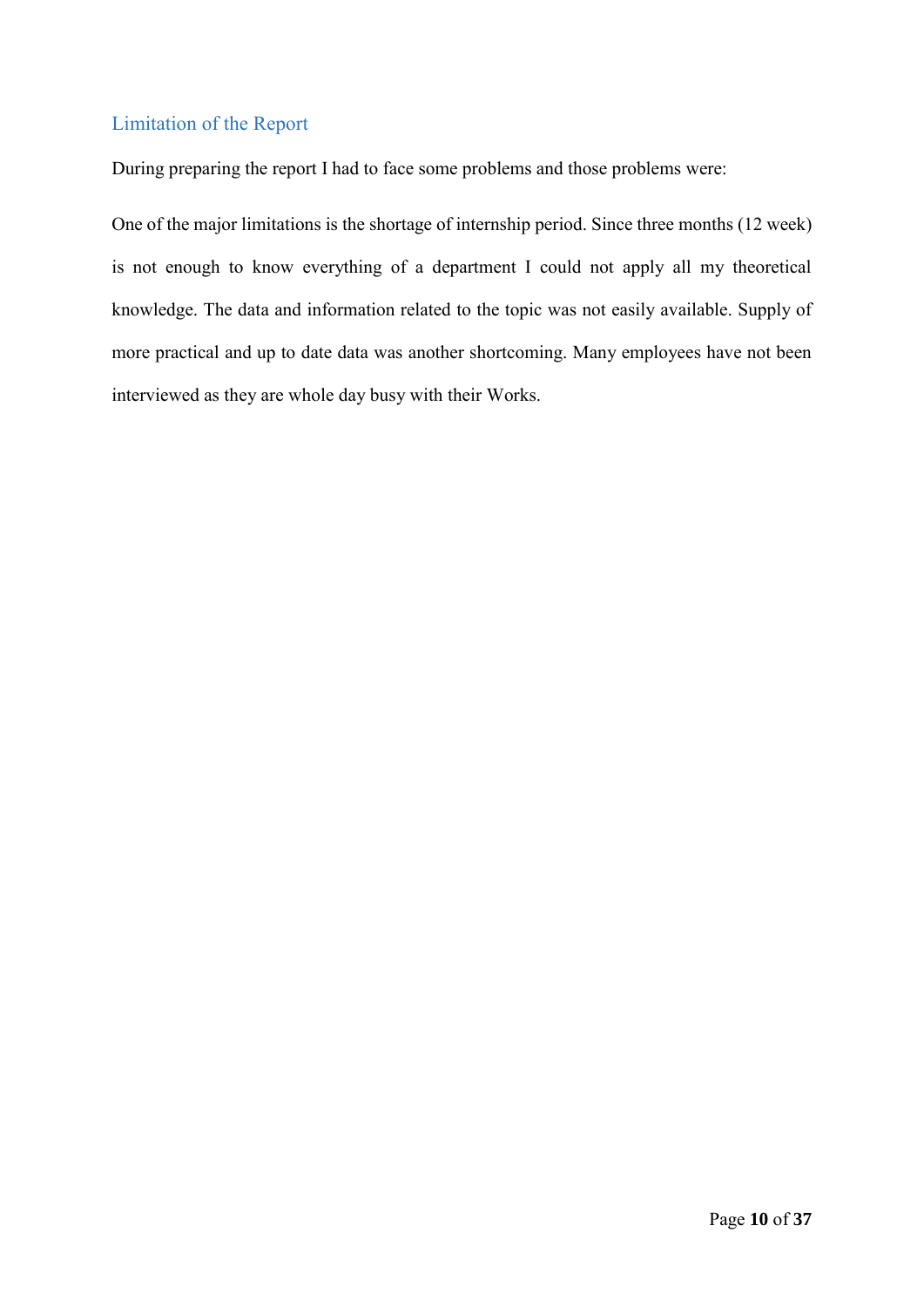## Limitation of the Report

During preparing the report I had to face some problems and those problems were:

One of the major limitations is the shortage of internship period. Since three months (12 week) is not enough to know everything of a department I could not apply all my theoretical knowledge. The data and information related to the topic was not easily available. Supply of more practical and up to date data was another shortcoming. Many employees have not been interviewed as they are whole day busy with their Works.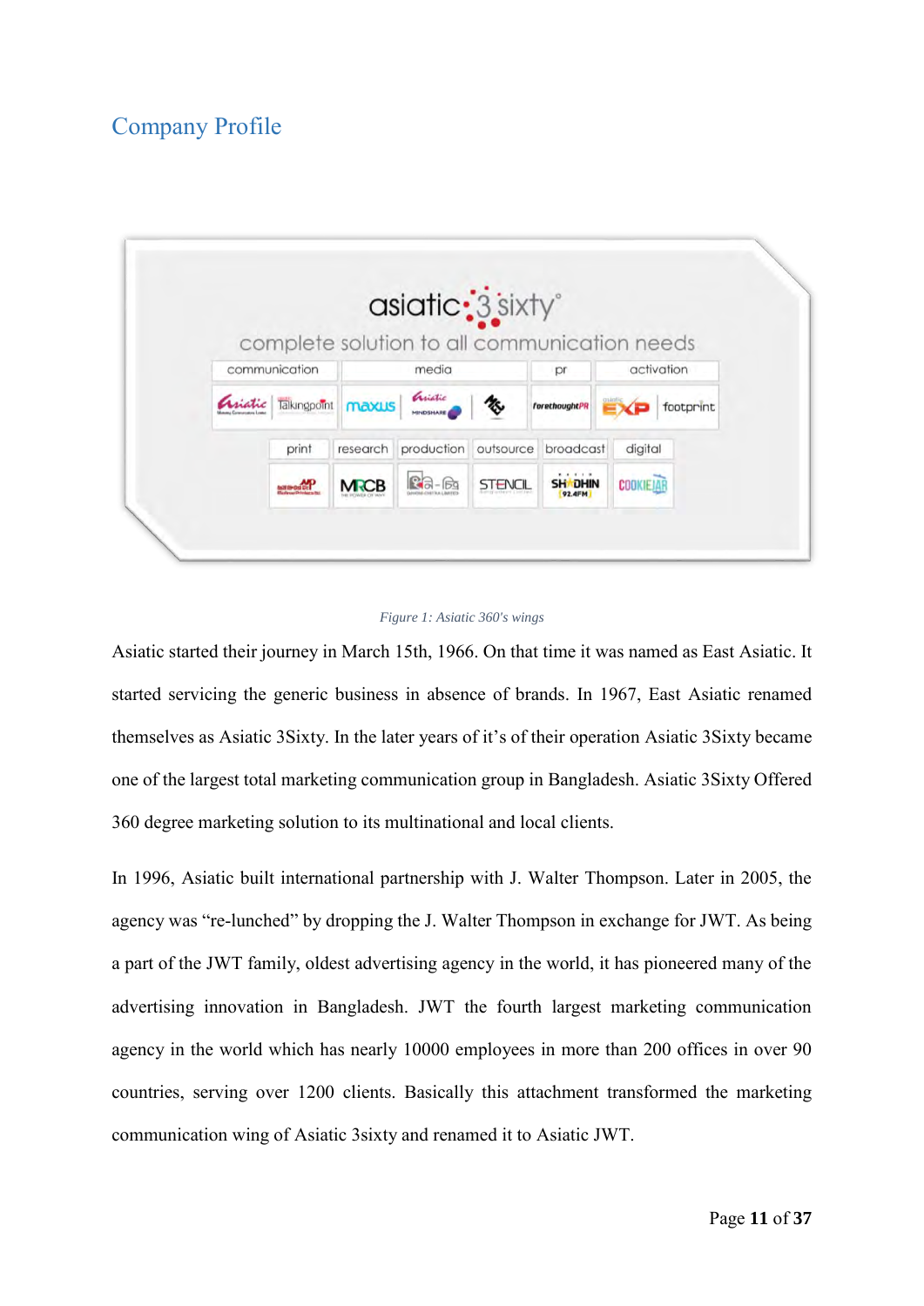# Company Profile

Figure 1: Asiatic 360's wings

Asiatic started their journey in March 15th, 1966. On that time it was named as East Asiatic. It started servicing the generic business in absence of brands. In 1967, East Asiatic renamed themselves as Asiatic 3Sixty. In the later years of it's of their operation Asiatic 3Sixty became one of the largest total marketing communication group in Bangladesh. Asiatic 3Sixty Offered 360 degree marketing solution to its multinational and local clients.

In 1996, Asiatic built international partnership with J. Walter Thompson. Later in 2005, the agency was "re-lunched" by dropping the J. Walter Thompson in exchange for JWT. As being a part of the JWT family, oldest advertising agency in the world, it has pioneered many of the advertising innovation in Bangladesh. JWT the fourth largest marketing communication agency in the world which has nearly 10000 employees in more than 200 offices in over 90 countries, serving over 1200 clients. Basically this attachment transformed the marketing communication wing of Asiatic 3sixty and renamed it to Asiatic JWT.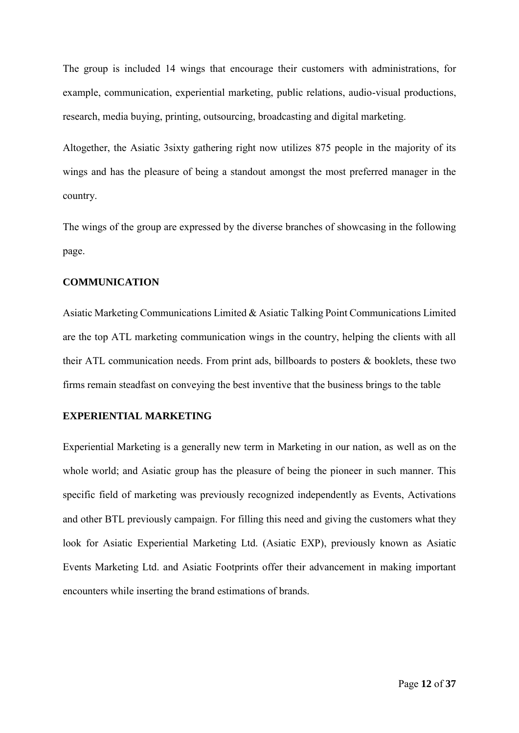The group is included 14 wings that encourage their customers with administrations, for example, communication, experiential marketing, public relations, audio-visual productions, research, media buying, printing, outsourcing, broadcasting and digital marketing.

Altogether, the Asiatic 3sixty gathering right now utilizes 875 people in the majority of its wings and has the pleasure of being a standout amongst the most preferred manager in the country.

The wings of the group are expressed by the diverse branches of showcasing in the following page.

### COMMUNICATION

Asiatic Marketing Communications Limited & Asiatic Talking Point Communications Limited are the top ATL marketing communication wings in the country, helping the clients with all their ATL communication needs. From print ads, billboards to posters & booklets, these two firms remain steadfast on conveying the best inventive that the business brings to the table

### EXPERIENTIAL MARKETING

Experiential Marketing is a generally new term in Marketing in our nation, as well as on the whole world; and Asiatic group has the pleasure of being the pioneer in such manner. This specific field of marketing was previously recognized independently as Events, Activations and other BTL previously campaign. For filling this need and giving the customers what they look for Asiatic Experiential Marketing Ltd. (Asiatic EXP), previously known as Asiatic Events Marketing Ltd. and Asiatic Footprints offer their advancement in making important encounters while inserting the brand estimations of brands.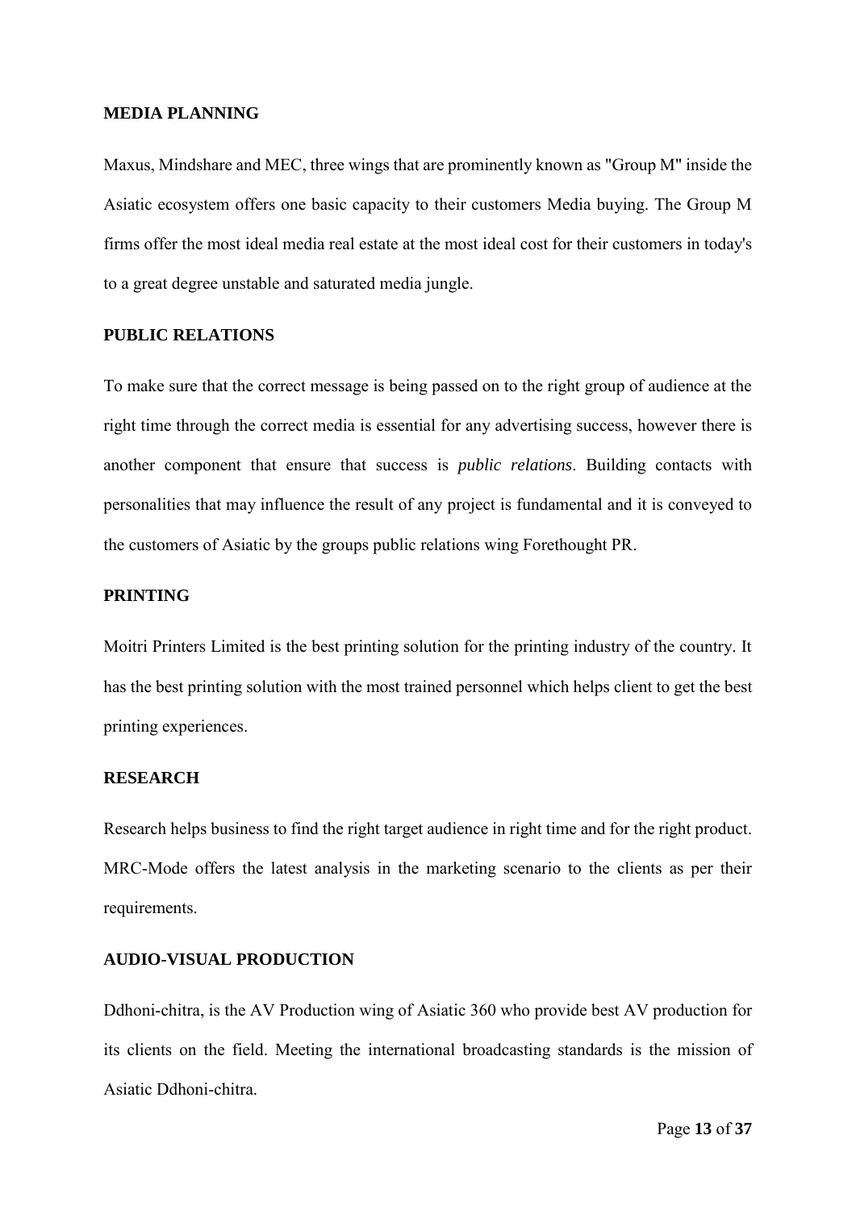**MEDIA PLANNING**

Maxus, Mindshare and MEC, three wings that are prominently known as "Group M" inside the Asiatic ecosystem offers one basic capacity to their customers Media buying. The Group M firms offer the most ideal media real estate at the most ideal cost for their customers in today's to a great degree unstable and saturated media jungle.

**PUBLIC RELATIONS**

To make sure that the correct message is being passed on to the right group of audience at the right time through the correct media is essential for any advertising success, however there is another component that ensure that success is *public relations*. Building contacts with personalities that may influence the result of any project is fundamental and it is conveyed to the customers of Asiatic by the groups public relations wing Forethought PR.

**PRINTING**

Moitri Printers Limited is the best printing solution for the printing industry of the country. It has the best printing solution with the most trained personnel which helps client to get the best printing experiences.

**RESEARCH**

Research helps business to find the right target audience in right time and for the right product. MRC-Mode offers the latest analysis in the marketing scenario to the clients as per their requirements.

**AUDIO-VISUAL PRODUCTION**

Ddhoni-chitra, is the AV Production wing of Asiatic 360 who provide best AV production for its clients on the field. Meeting the international broadcasting standards is the mission of Asiatic Ddhoni-chitra.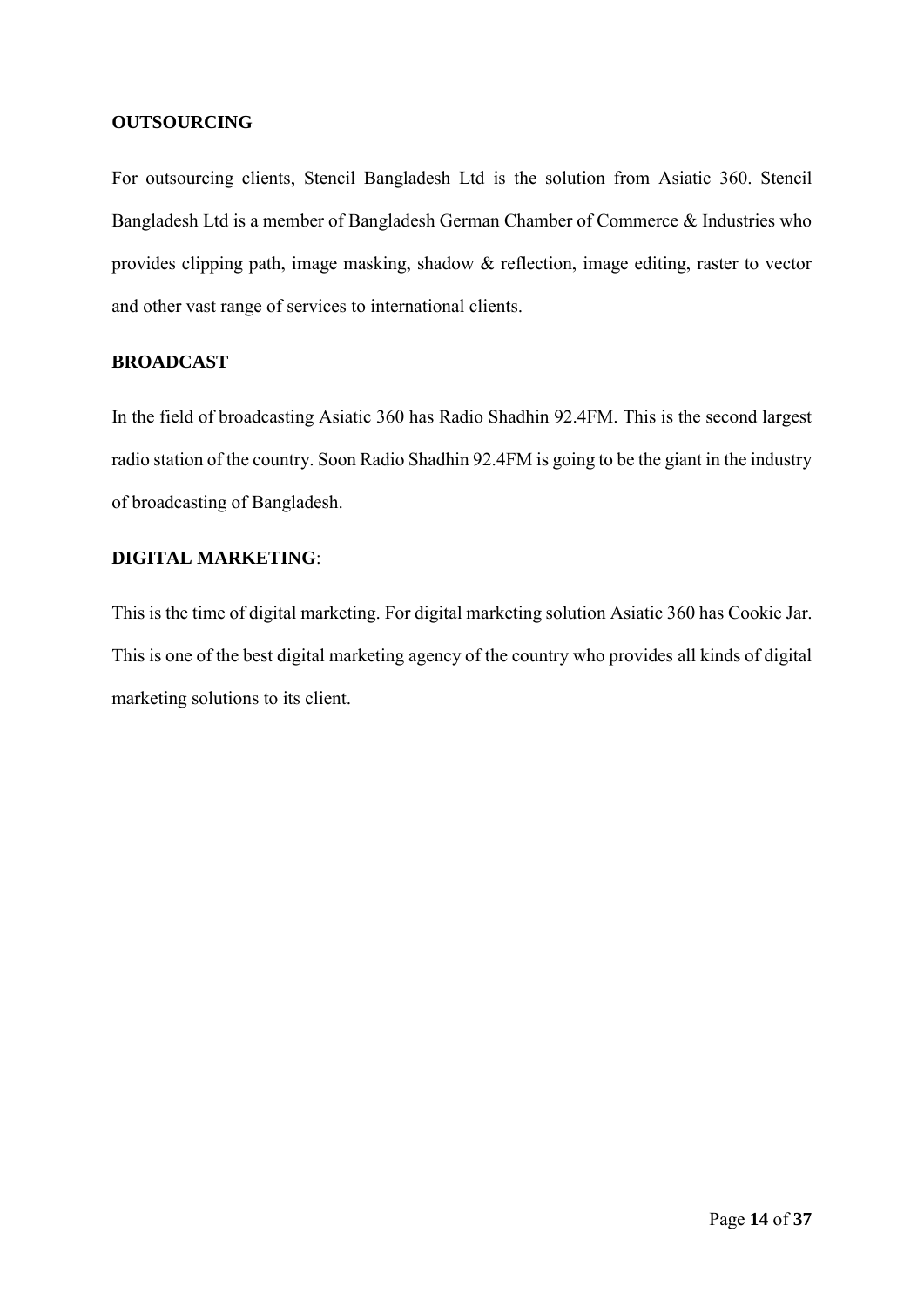**OUTSOURCING**

For outsourcing clients, Stencil Bangladesh Ltd is the solution from Asiatic 360. Stencil Bangladesh Ltd is a member of Bangladesh German Chamber of Commerce & Industries who provides clipping path, image masking, shadow & reflection, image editing, raster to vector and other vast range of services to international clients.

**BROADCAST**

In the field of broadcasting Asiatic 360 has Radio Shadhin 92.4FM. This is the second largest radio station of the country. Soon Radio Shadhin 92.4FM is going to be the giant in the industry of broadcasting of Bangladesh.

**DIGITAL MARKETING**:

This is the time of digital marketing. For digital marketing solution Asiatic 360 has Cookie Jar. This is one of the best digital marketing agency of the country who provides all kinds of digital marketing solutions to its client.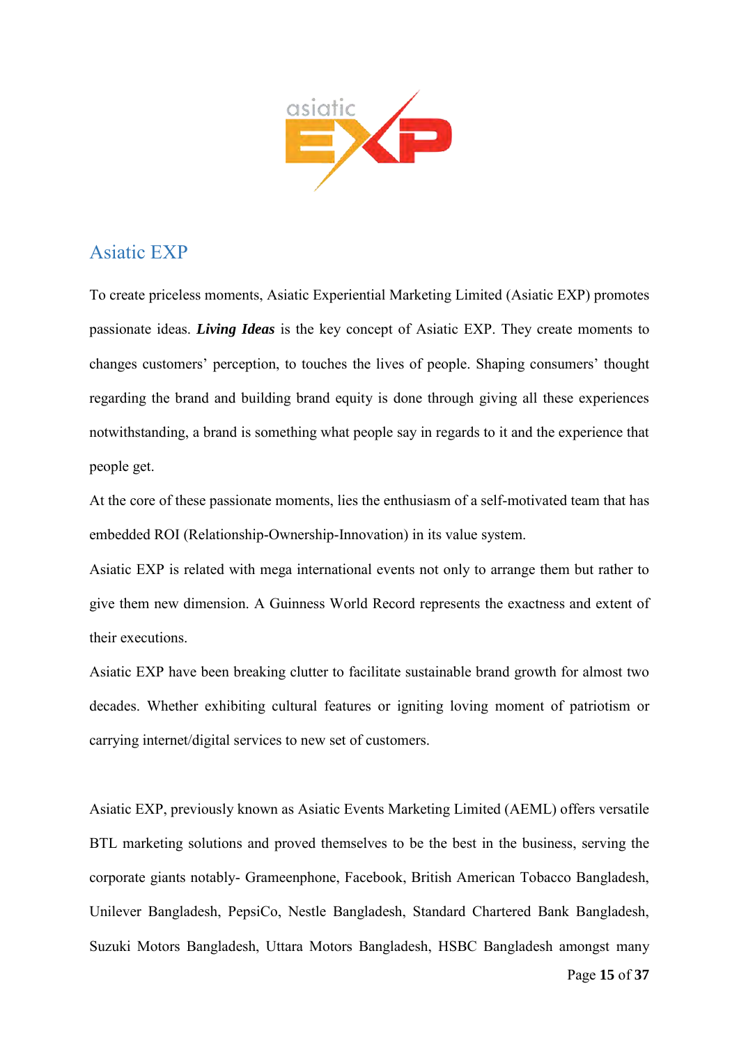## Asiatic EXP

To create priceless moments, Asiatic Experiential Marketing Limited (Asiatic EXP) promotes passionate ideas. ***Living Ideas*** is the key concept of Asiatic EXP. They create moments to changes customers' perception, to touches the lives of people. Shaping consumers' thought regarding the brand and building brand equity is done through giving all these experiences notwithstanding, a brand is something what people say in regards to it and the experience that people get.

At the core of these passionate moments, lies the enthusiasm of a self-motivated team that has embedded ROI (Relationship-Ownership-Innovation) in its value system.

Asiatic EXP is related with mega international events not only to arrange them but rather to give them new dimension. A Guinness World Record represents the exactness and extent of their executions.

Asiatic EXP have been breaking clutter to facilitate sustainable brand growth for almost two decades. Whether exhibiting cultural features or igniting loving moment of patriotism or carrying internet/digital services to new set of customers.

Asiatic EXP, previously known as Asiatic Events Marketing Limited (AEML) offers versatile BTL marketing solutions and proved themselves to be the best in the business, serving the corporate giants notably- Grameenphone, Facebook, British American Tobacco Bangladesh, Unilever Bangladesh, PepsiCo, Nestle Bangladesh, Standard Chartered Bank Bangladesh, Suzuki Motors Bangladesh, Uttara Motors Bangladesh, HSBC Bangladesh amongst many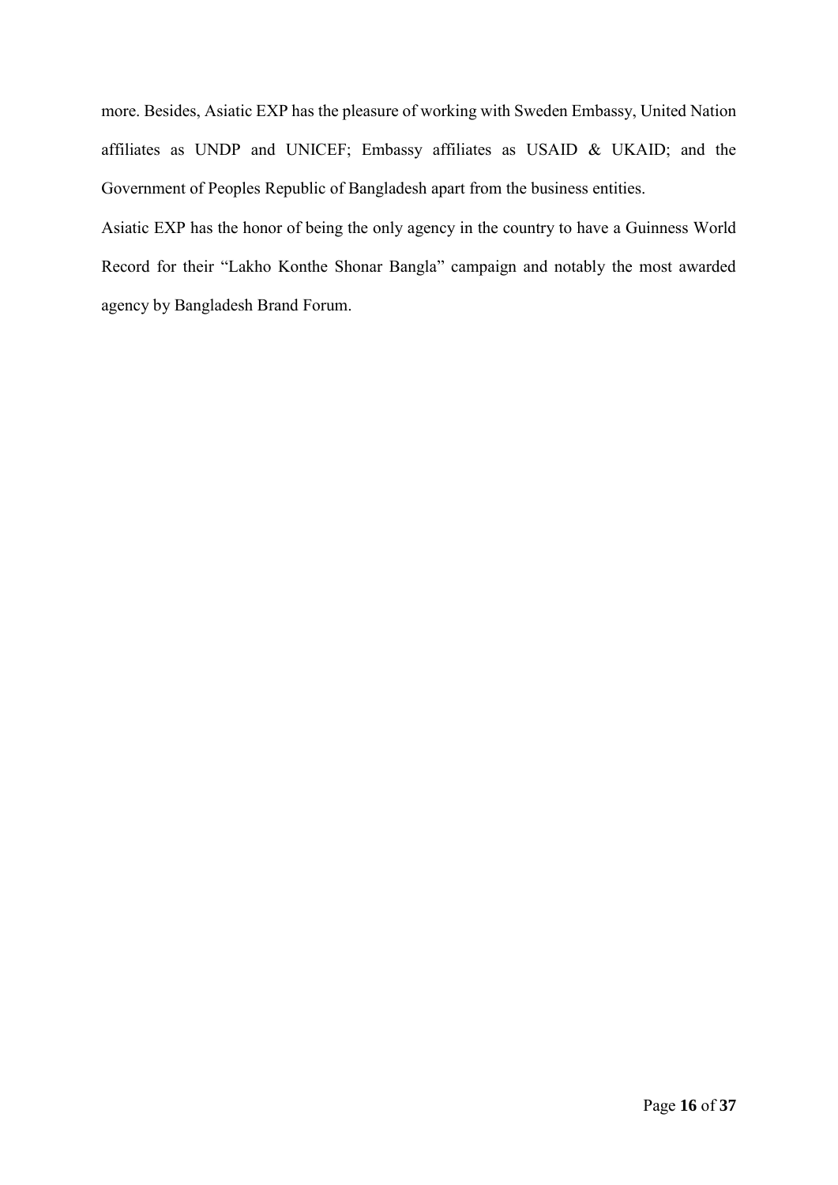more. Besides, Asiatic EXP has the pleasure of working with Sweden Embassy, United Nation affiliates as UNDP and UNICEF; Embassy affiliates as USAID & UKAID; and the Government of Peoples Republic of Bangladesh apart from the business entities.

Asiatic EXP has the honor of being the only agency in the country to have a Guinness World Record for their "Lakho Konthe Shonar Bangla" campaign and notably the most awarded agency by Bangladesh Brand Forum.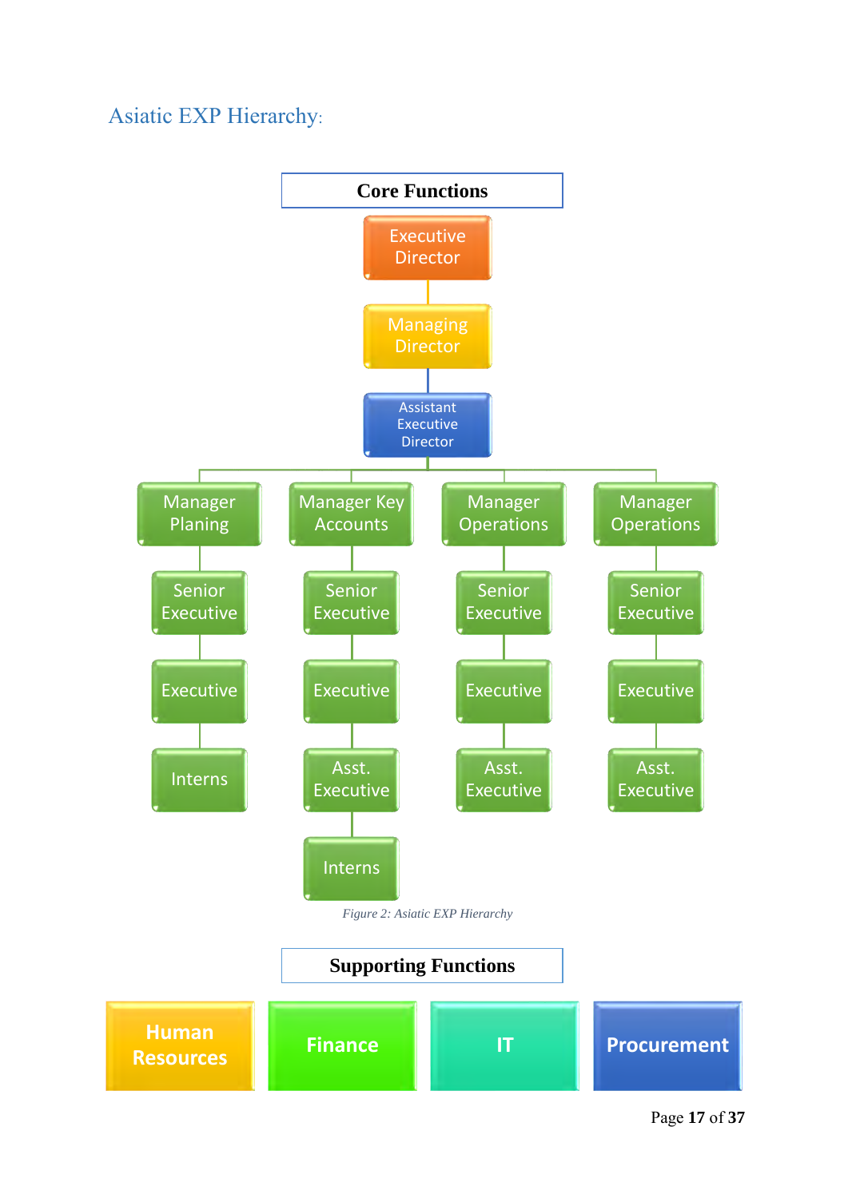## Asiatic EXP Hierarchy:

**Core Functions**

Executive Director

Managing Director

Assistant Executive Director

Manager Planing

Senior Executive

Executive

Interns

Manager Key Accounts

Senior Executive

Executive

Asst. Executive

Interns

Manager Operations

Senior Executive

Executive

Asst. Executive

Manager Operations

Senior Executive

Executive

Asst. Executive

*Figure 2: Asiatic EXP Hierarchy*

**Supporting Functions**

Human Resources

Finance

IT

Procurement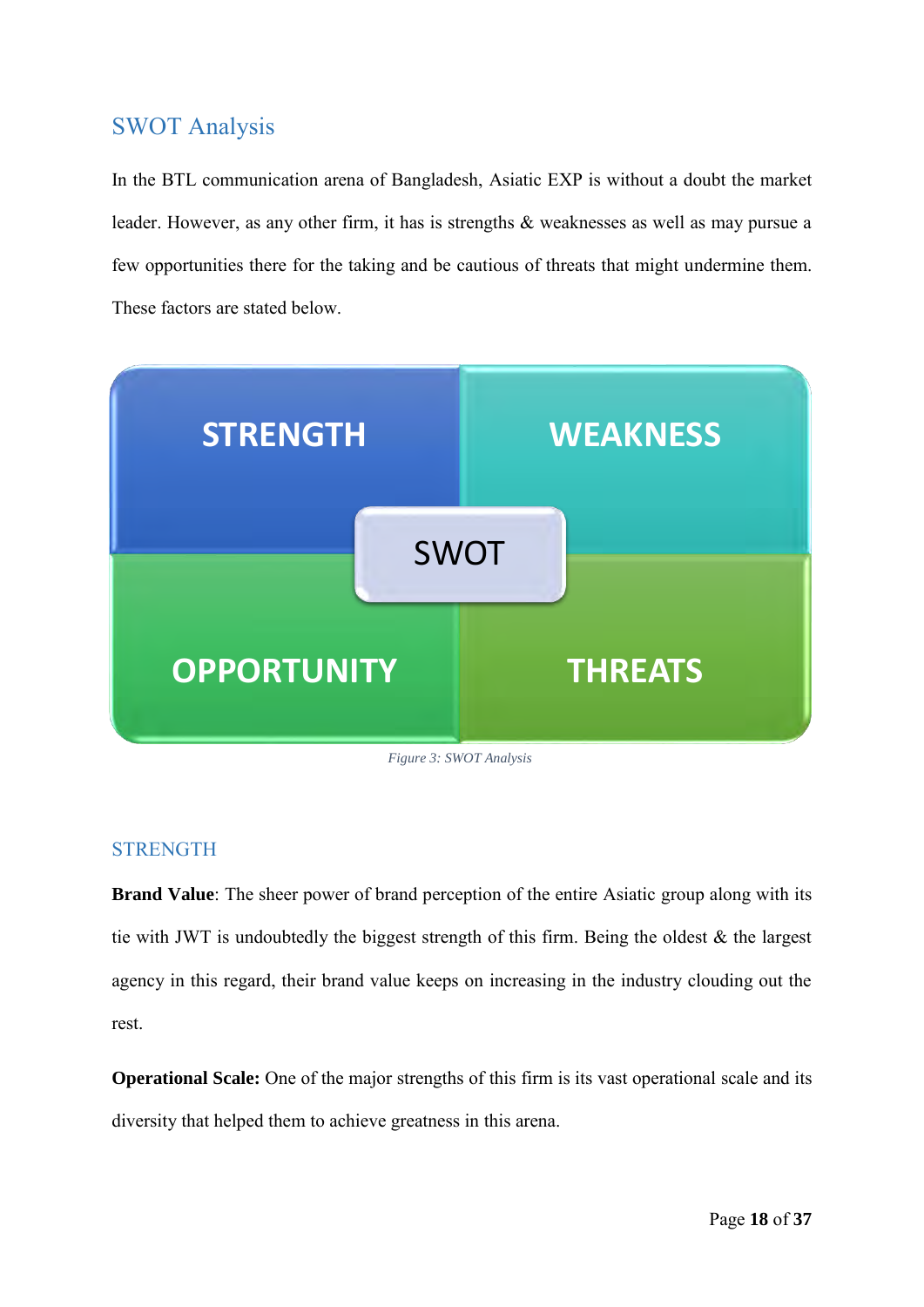## SWOT Analysis

In the BTL communication arena of Bangladesh, Asiatic EXP is without a doubt the market leader. However, as any other firm, it has is strengths & weaknesses as well as may pursue a few opportunities there for the taking and be cautious of threats that might undermine them. These factors are stated below.

STRENGTH

WEAKNESS

SWOT

OPPORTUNITY

THREATS

*Figure 3: SWOT Analysis*

### STRENGTH

**Brand Value**: The sheer power of brand perception of the entire Asiatic group along with its tie with JWT is undoubtedly the biggest strength of this firm. Being the oldest & the largest agency in this regard, their brand value keeps on increasing in the industry clouding out the rest.

**Operational Scale:** One of the major strengths of this firm is its vast operational scale and its diversity that helped them to achieve greatness in this arena.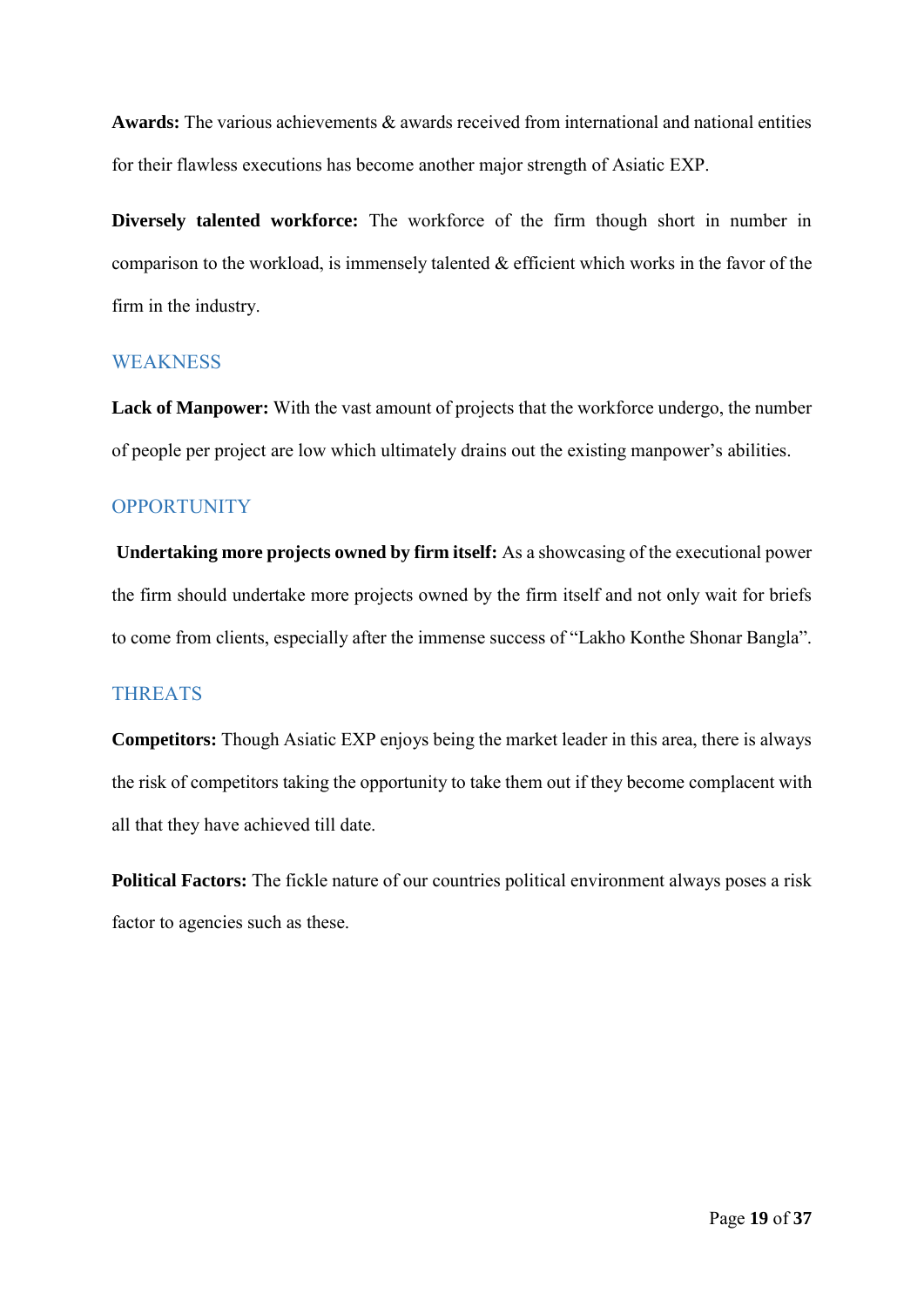**Awards:** The various achievements & awards received from international and national entities for their flawless executions has become another major strength of Asiatic EXP.

**Diversely talented workforce:** The workforce of the firm though short in number in comparison to the workload, is immensely talented & efficient which works in the favor of the firm in the industry.

## WEAKNESS

**Lack of Manpower:** With the vast amount of projects that the workforce undergo, the number of people per project are low which ultimately drains out the existing manpower's abilities.

## OPPORTUNITY

**Undertaking more projects owned by firm itself:** As a showcasing of the executional power the firm should undertake more projects owned by the firm itself and not only wait for briefs to come from clients, especially after the immense success of "Lakho Konthe Shonar Bangla".

## THREATS

**Competitors:** Though Asiatic EXP enjoys being the market leader in this area, there is always the risk of competitors taking the opportunity to take them out if they become complacent with all that they have achieved till date.

**Political Factors:** The fickle nature of our countries political environment always poses a risk factor to agencies such as these.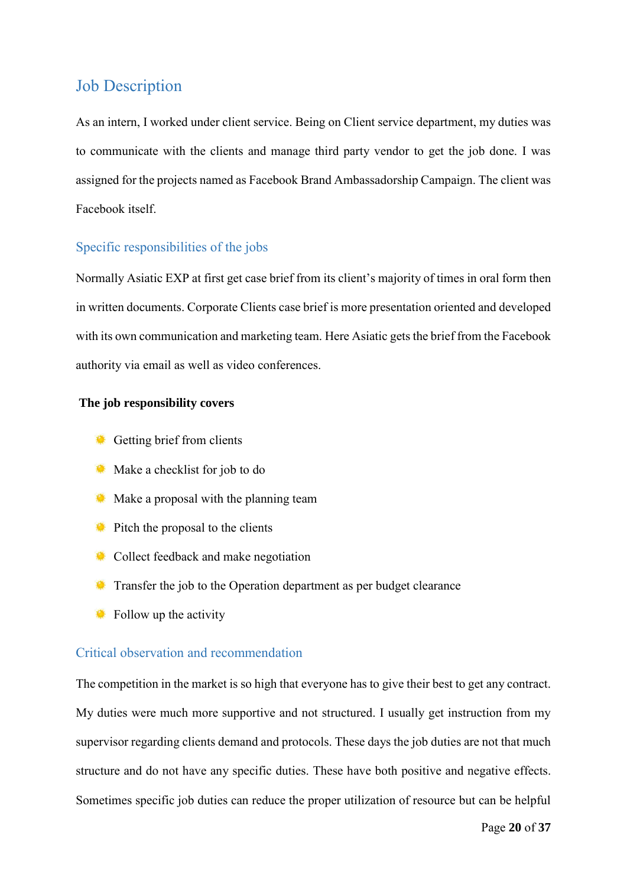# Job Description

As an intern, I worked under client service. Being on Client service department, my duties was to communicate with the clients and manage third party vendor to get the job done. I was assigned for the projects named as Facebook Brand Ambassadorship Campaign. The client was Facebook itself.

## Specific responsibilities of the jobs

Normally Asiatic EXP at first get case brief from its client's majority of times in oral form then in written documents. Corporate Clients case brief is more presentation oriented and developed with its own communication and marketing team. Here Asiatic gets the brief from the Facebook authority via email as well as video conferences.

**The job responsibility covers**

- Getting brief from clients
- Make a checklist for job to do
- Make a proposal with the planning team
- Pitch the proposal to the clients
- Collect feedback and make negotiation
- Transfer the job to the Operation department as per budget clearance
- Follow up the activity

## Critical observation and recommendation

The competition in the market is so high that everyone has to give their best to get any contract. My duties were much more supportive and not structured. I usually get instruction from my supervisor regarding clients demand and protocols. These days the job duties are not that much structure and do not have any specific duties. These have both positive and negative effects. Sometimes specific job duties can reduce the proper utilization of resource but can be helpful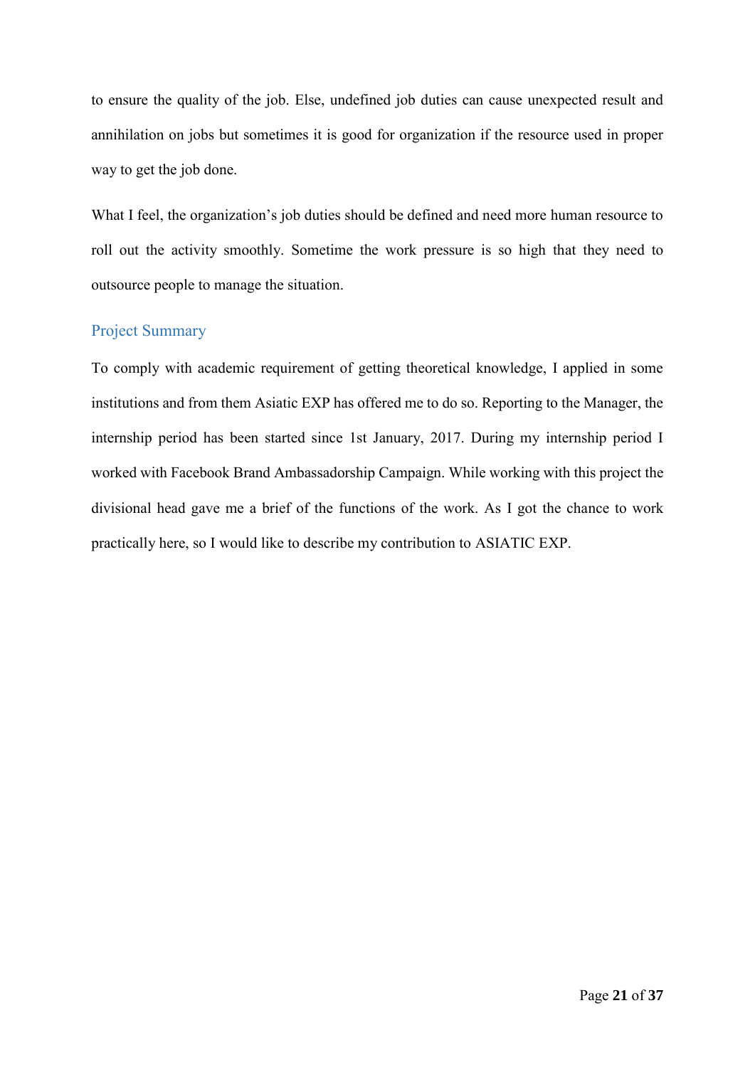to ensure the quality of the job. Else, undefined job duties can cause unexpected result and annihilation on jobs but sometimes it is good for organization if the resource used in proper way to get the job done.

What I feel, the organization's job duties should be defined and need more human resource to roll out the activity smoothly. Sometime the work pressure is so high that they need to outsource people to manage the situation.

## Project Summary

To comply with academic requirement of getting theoretical knowledge, I applied in some institutions and from them Asiatic EXP has offered me to do so. Reporting to the Manager, the internship period has been started since 1st January, 2017. During my internship period I worked with Facebook Brand Ambassadorship Campaign. While working with this project the divisional head gave me a brief of the functions of the work. As I got the chance to work practically here, so I would like to describe my contribution to ASIATIC EXP.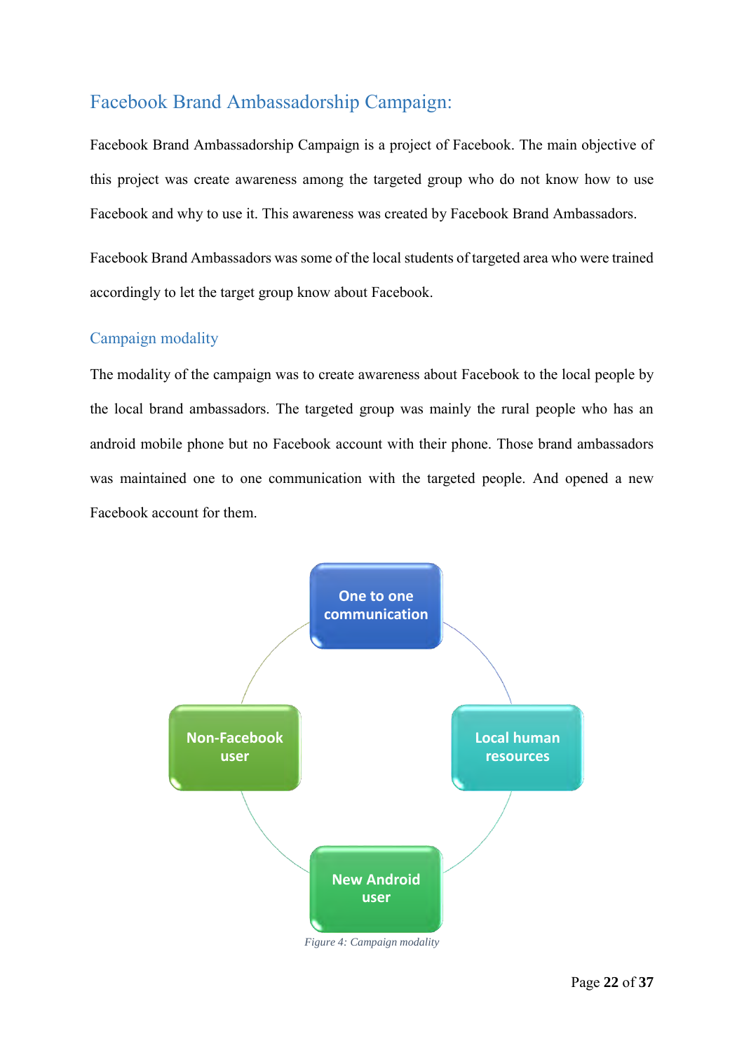## Facebook Brand Ambassadorship Campaign:

Facebook Brand Ambassadorship Campaign is a project of Facebook. The main objective of this project was create awareness among the targeted group who do not know how to use Facebook and why to use it. This awareness was created by Facebook Brand Ambassadors.

Facebook Brand Ambassadors was some of the local students of targeted area who were trained accordingly to let the target group know about Facebook.

### Campaign modality

The modality of the campaign was to create awareness about Facebook to the local people by the local brand ambassadors. The targeted group was mainly the rural people who has an android mobile phone but no Facebook account with their phone. Those brand ambassadors was maintained one to one communication with the targeted people. And opened a new Facebook account for them.

One to one communication

Local human resources

New Android user

Non-Facebook user

*Figure 4: Campaign modality*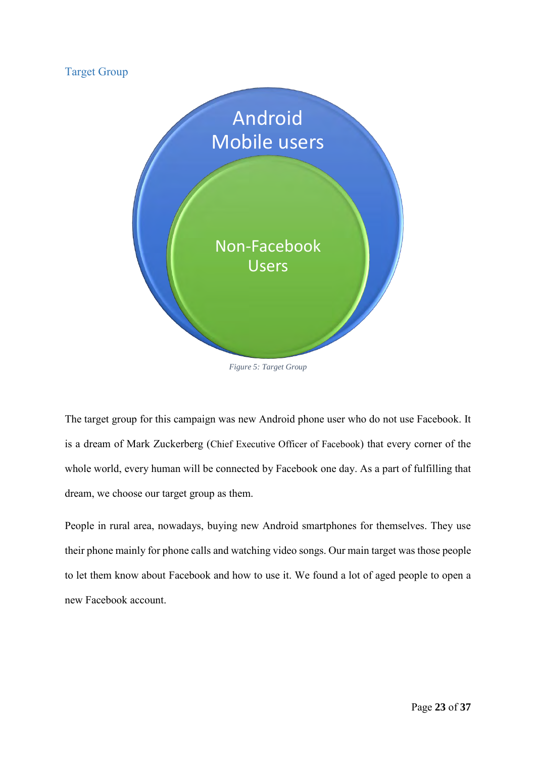## Target Group

Android Mobile users

Non-Facebook Users

*Figure 5: Target Group*

The target group for this campaign was new Android phone user who do not use Facebook. It is a dream of Mark Zuckerberg (Chief Executive Officer of Facebook) that every corner of the whole world, every human will be connected by Facebook one day. As a part of fulfilling that dream, we choose our target group as them.

People in rural area, nowadays, buying new Android smartphones for themselves. They use their phone mainly for phone calls and watching video songs. Our main target was those people to let them know about Facebook and how to use it. We found a lot of aged people to open a new Facebook account.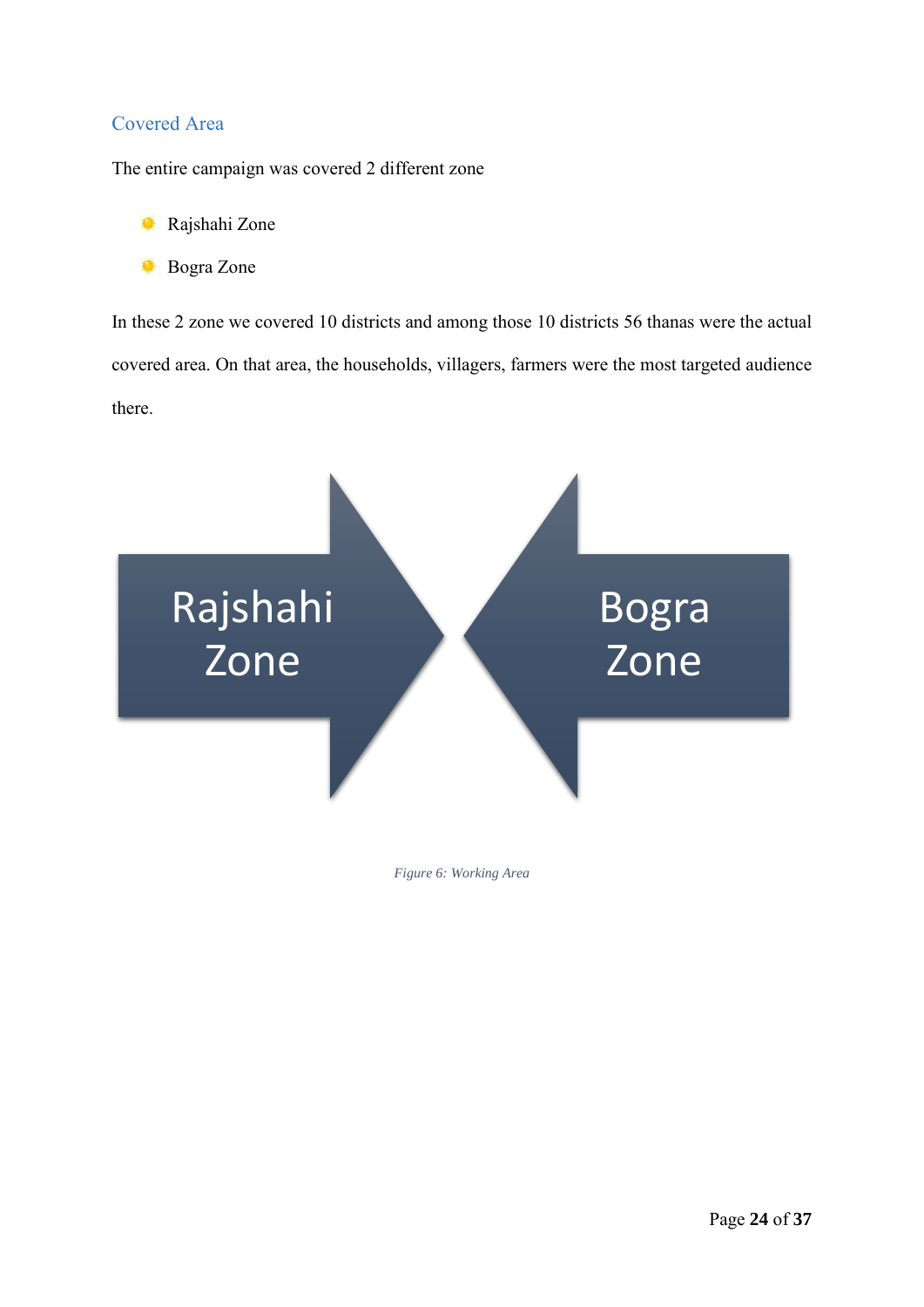## Covered Area

The entire campaign was covered 2 different zone

- Rajshahi Zone
- Bogra Zone

In these 2 zone we covered 10 districts and among those 10 districts 56 thanas were the actual covered area. On that area, the households, villagers, farmers were the most targeted audience there.

Rajshahi Zone → ← Bogra Zone

*Figure 6: Working Area*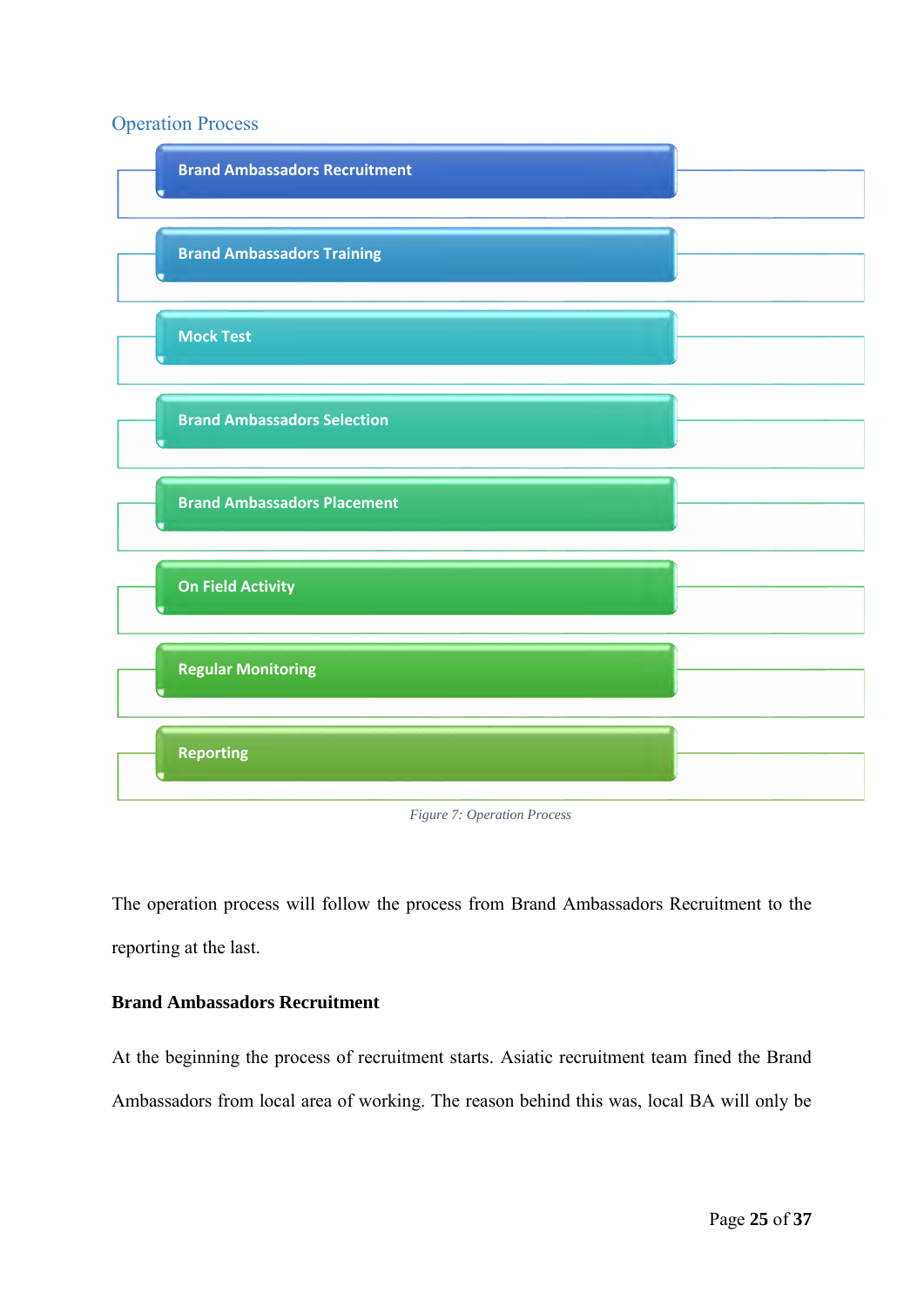## Operation Process

Brand Ambassadors Recruitment

Brand Ambassadors Training

Mock Test

Brand Ambassadors Selection

Brand Ambassadors Placement

On Field Activity

Regular Monitoring

Reporting

*Figure 7: Operation Process*

The operation process will follow the process from Brand Ambassadors Recruitment to the reporting at the last.

**Brand Ambassadors Recruitment**

At the beginning the process of recruitment starts. Asiatic recruitment team fined the Brand Ambassadors from local area of working. The reason behind this was, local BA will only be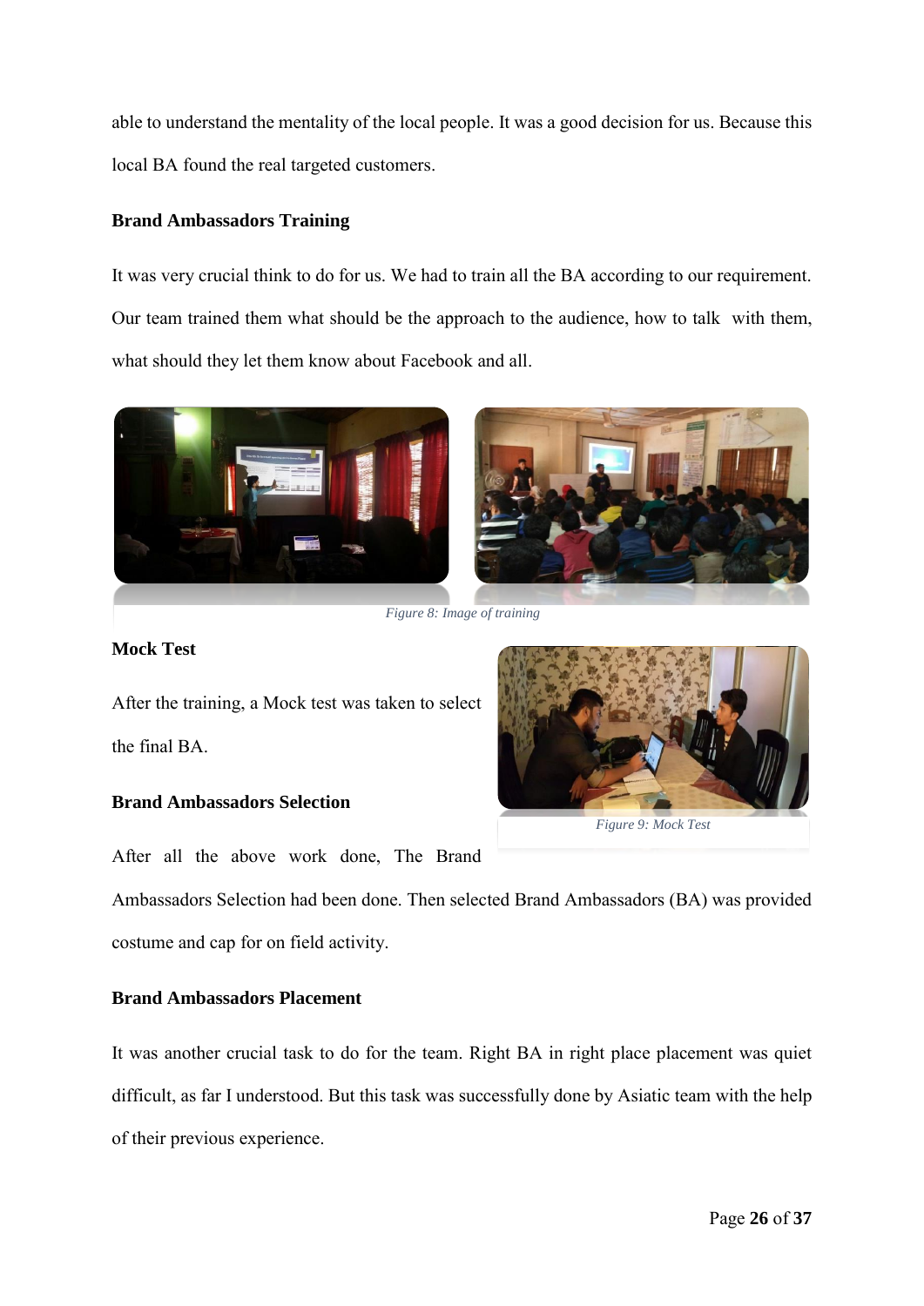able to understand the mentality of the local people. It was a good decision for us. Because this local BA found the real targeted customers.

**Brand Ambassadors Training**

It was very crucial think to do for us. We had to train all the BA according to our requirement. Our team trained them what should be the approach to the audience, how to talk with them, what should they let them know about Facebook and all.

*Figure 8: Image of training*

**Mock Test**

After the training, a Mock test was taken to select the final BA.

*Figure 9: Mock Test*

**Brand Ambassadors Selection**

After all the above work done, The Brand Ambassadors Selection had been done. Then selected Brand Ambassadors (BA) was provided costume and cap for on field activity.

**Brand Ambassadors Placement**

It was another crucial task to do for the team. Right BA in right place placement was quiet difficult, as far I understood. But this task was successfully done by Asiatic team with the help of their previous experience.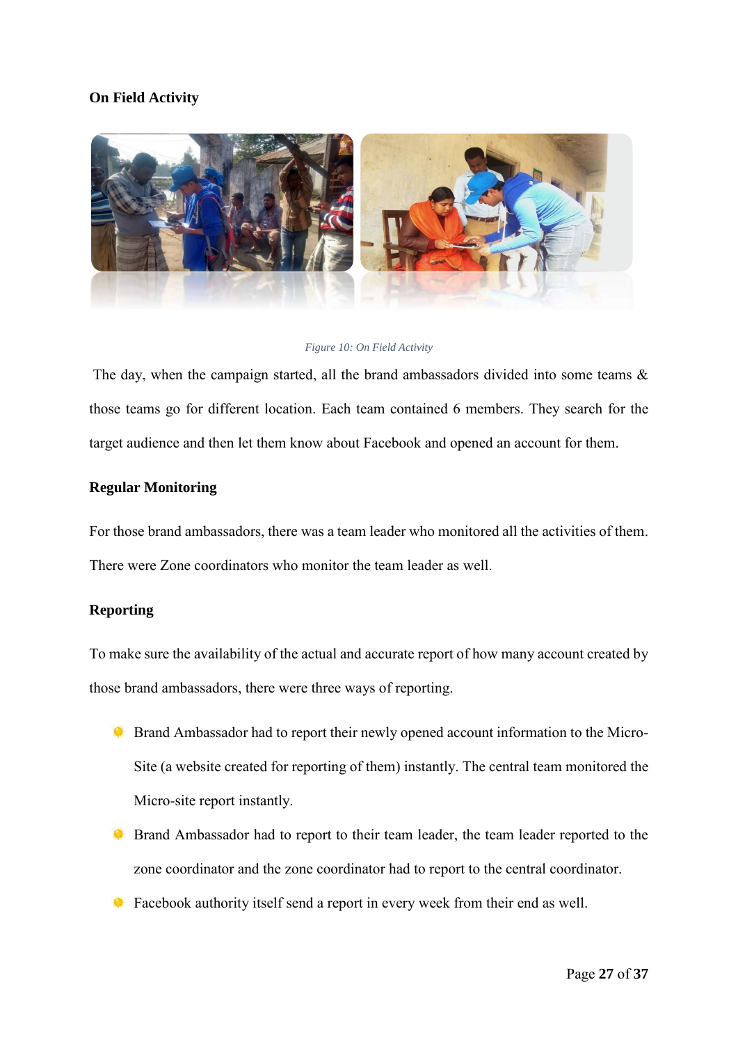**On Field Activity**

*Figure 10: On Field Activity*

The day, when the campaign started, all the brand ambassadors divided into some teams & those teams go for different location. Each team contained 6 members. They search for the target audience and then let them know about Facebook and opened an account for them.

**Regular Monitoring**

For those brand ambassadors, there was a team leader who monitored all the activities of them. There were Zone coordinators who monitor the team leader as well.

**Reporting**

To make sure the availability of the actual and accurate report of how many account created by those brand ambassadors, there were three ways of reporting.

- Brand Ambassador had to report their newly opened account information to the Micro-Site (a website created for reporting of them) instantly. The central team monitored the Micro-site report instantly.
- Brand Ambassador had to report to their team leader, the team leader reported to the zone coordinator and the zone coordinator had to report to the central coordinator.
- Facebook authority itself send a report in every week from their end as well.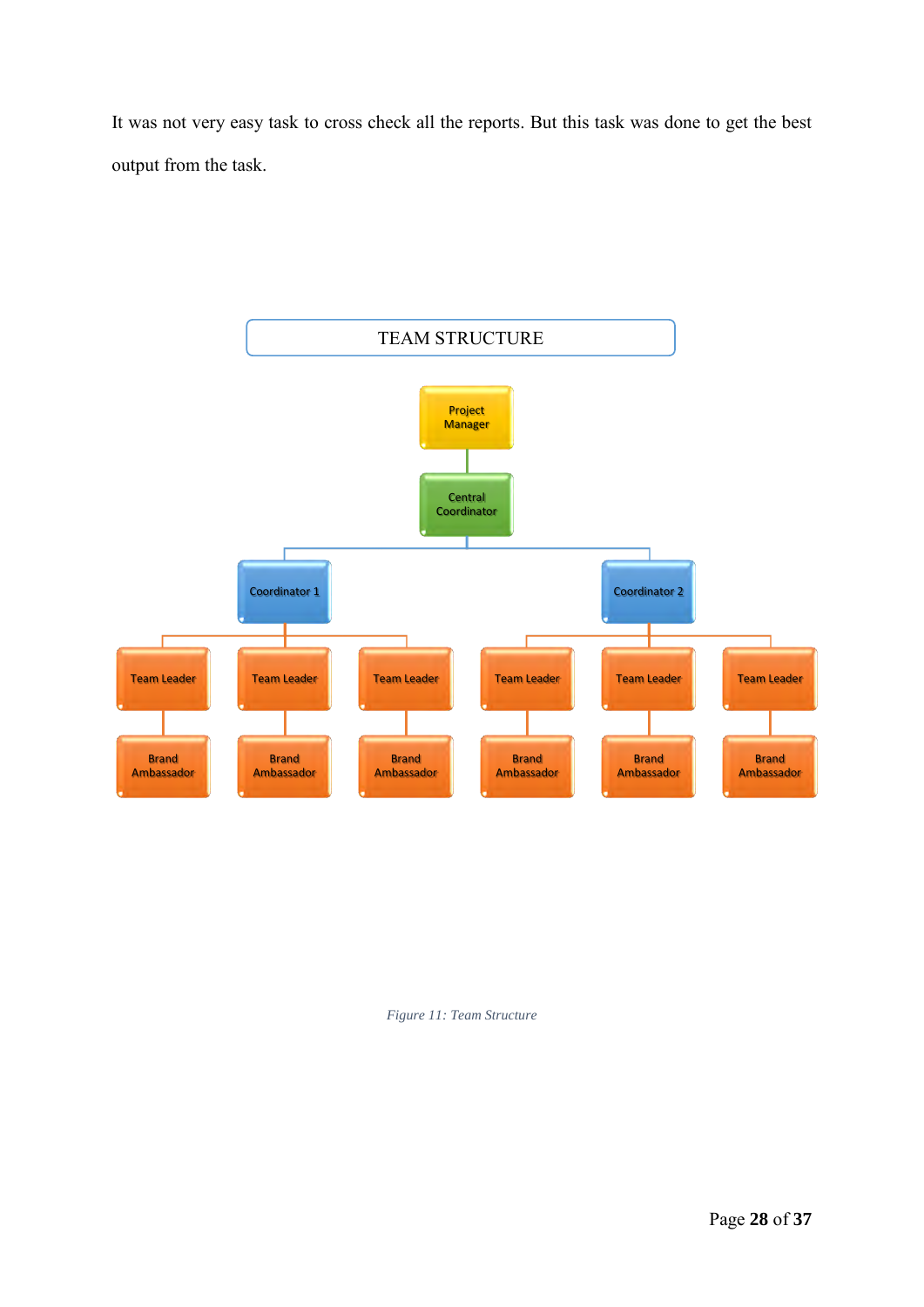It was not very easy task to cross check all the reports. But this task was done to get the best output from the task.

TEAM STRUCTURE

Project Manager

Central Coordinator

Coordinator 1

Coordinator 2

Team Leader

Team Leader

Team Leader

Team Leader

Team Leader

Team Leader

Brand Ambassador

Brand Ambassador

Brand Ambassador

Brand Ambassador

Brand Ambassador

Brand Ambassador

*Figure 11: Team Structure*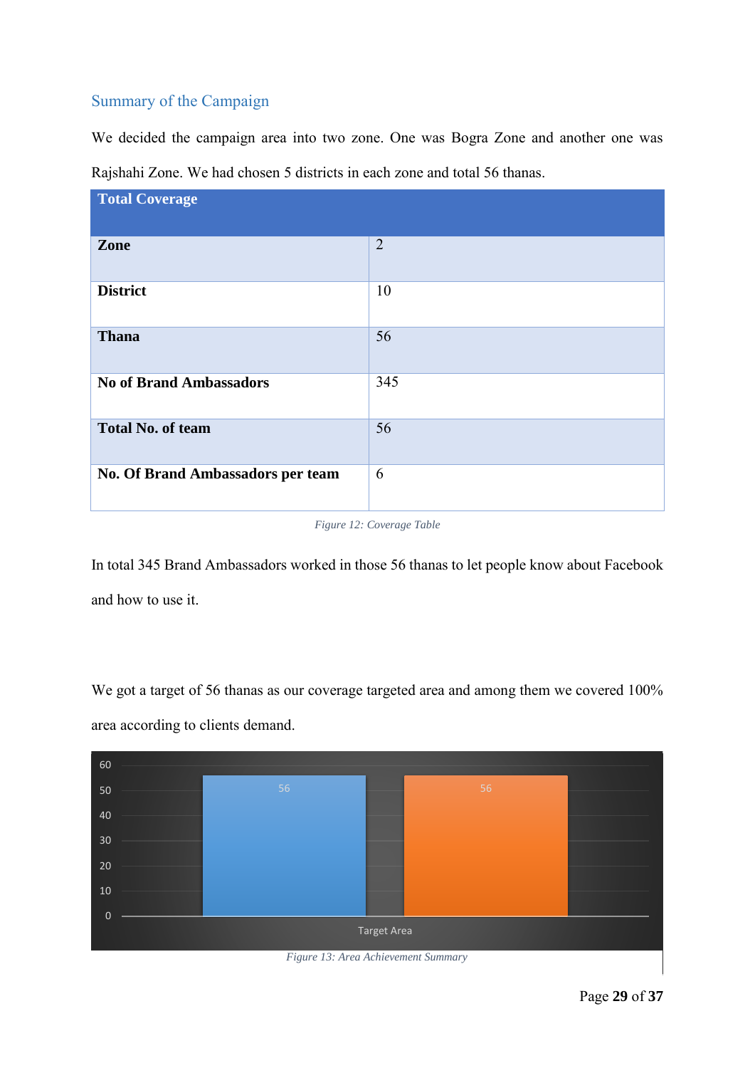## Summary of the Campaign

We decided the campaign area into two zone. One was Bogra Zone and another one was Rajshahi Zone. We had chosen 5 districts in each zone and total 56 thanas.

| Total Coverage | |
|---|---|
| **Zone** | 2 |
| **District** | 10 |
| **Thana** | 56 |
| **No of Brand Ambassadors** | 345 |
| **Total No. of team** | 56 |
| **No. Of Brand Ambassadors per team** | 6 |

*Figure 12: Coverage Table*

In total 345 Brand Ambassadors worked in those 56 thanas to let people know about Facebook and how to use it.

We got a target of 56 thanas as our coverage targeted area and among them we covered 100% area according to clients demand.

60
50
40
30
20
10
0
56
56
Target Area

*Figure 13: Area Achievement Summary*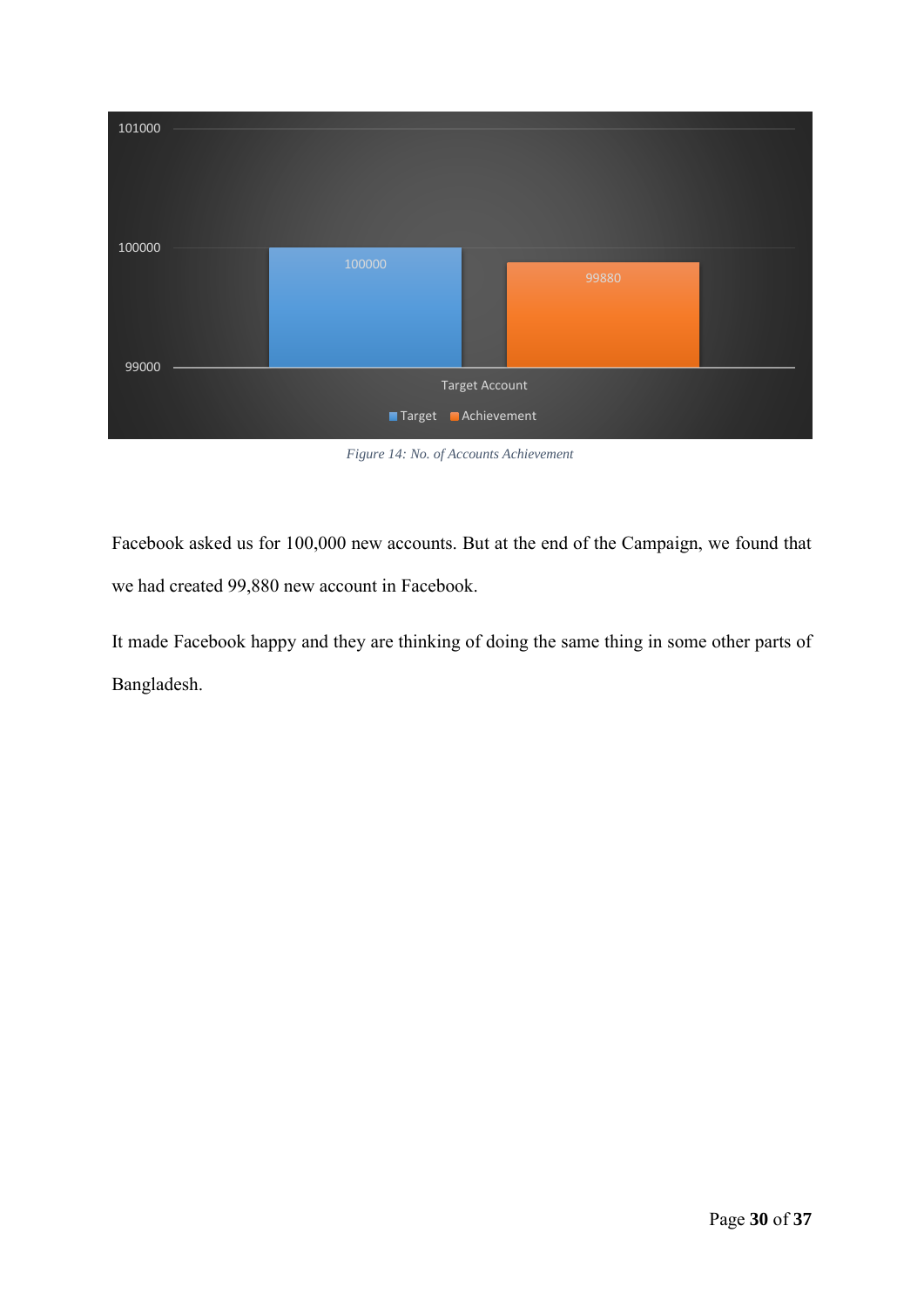101000

100000

99000

100000

99880

Target Account

Target Achievement

*Figure 14: No. of Accounts Achievement*

Facebook asked us for 100,000 new accounts. But at the end of the Campaign, we found that we had created 99,880 new account in Facebook.

It made Facebook happy and they are thinking of doing the same thing in some other parts of Bangladesh.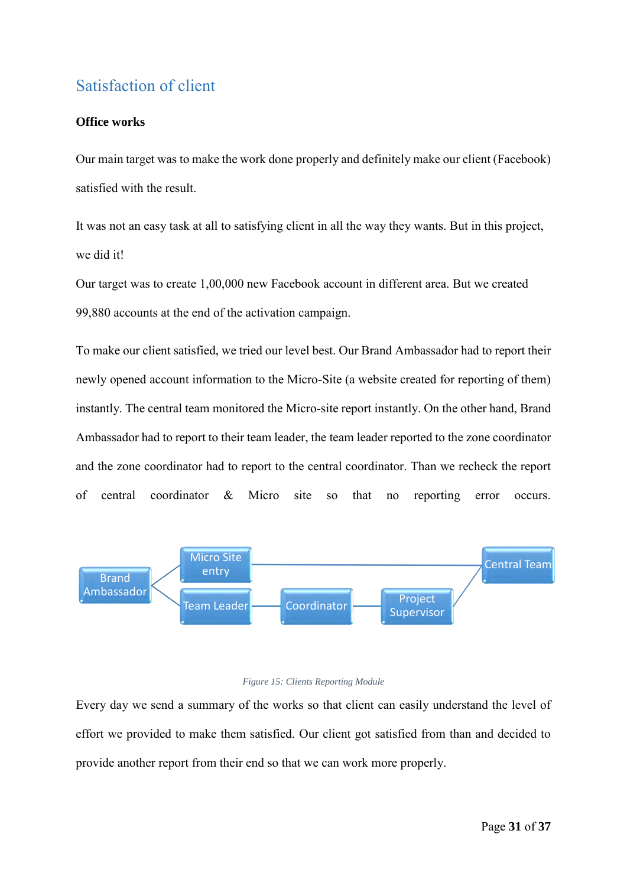## Satisfaction of client

**Office works**

Our main target was to make the work done properly and definitely make our client (Facebook) satisfied with the result.

It was not an easy task at all to satisfying client in all the way they wants. But in this project, we did it!

Our target was to create 1,00,000 new Facebook account in different area. But we created 99,880 accounts at the end of the activation campaign.

To make our client satisfied, we tried our level best. Our Brand Ambassador had to report their newly opened account information to the Micro-Site (a website created for reporting of them) instantly. The central team monitored the Micro-site report instantly. On the other hand, Brand Ambassador had to report to their team leader, the team leader reported to the zone coordinator and the zone coordinator had to report to the central coordinator. Than we recheck the report of central coordinator & Micro site so that no reporting error occurs.

Brand Ambassador

Micro Site entry

Team Leader

Coordinator

Project Supervisor

Central Team

*Figure 15: Clients Reporting Module*

Every day we send a summary of the works so that client can easily understand the level of effort we provided to make them satisfied. Our client got satisfied from than and decided to provide another report from their end so that we can work more properly.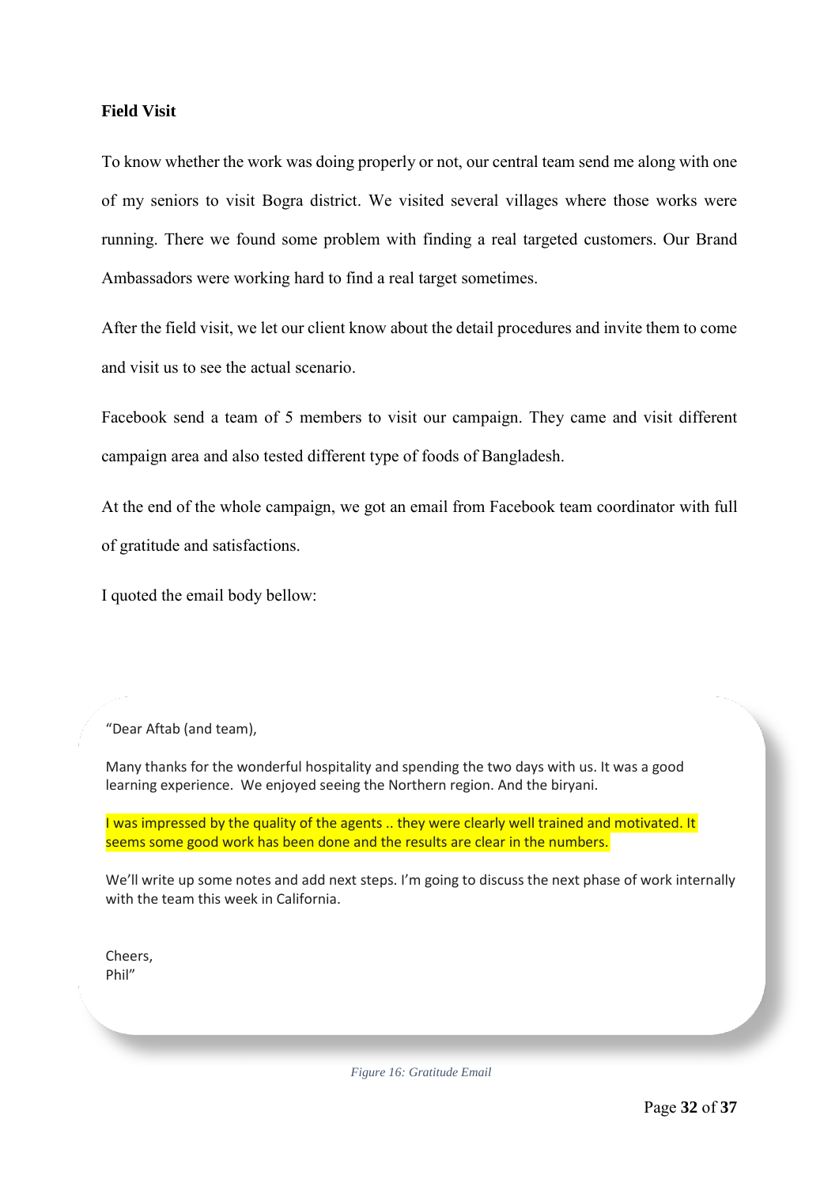**Field Visit**

To know whether the work was doing properly or not, our central team send me along with one of my seniors to visit Bogra district. We visited several villages where those works were running. There we found some problem with finding a real targeted customers. Our Brand Ambassadors were working hard to find a real target sometimes.

After the field visit, we let our client know about the detail procedures and invite them to come and visit us to see the actual scenario.

Facebook send a team of 5 members to visit our campaign. They came and visit different campaign area and also tested different type of foods of Bangladesh.

At the end of the whole campaign, we got an email from Facebook team coordinator with full of gratitude and satisfactions.

I quoted the email body bellow:

"Dear Aftab (and team),

Many thanks for the wonderful hospitality and spending the two days with us. It was a good learning experience. We enjoyed seeing the Northern region. And the biryani.

I was impressed by the quality of the agents .. they were clearly well trained and motivated. It seems some good work has been done and the results are clear in the numbers.

We'll write up some notes and add next steps. I'm going to discuss the next phase of work internally with the team this week in California.

Cheers,
Phil"

*Figure 16: Gratitude Email*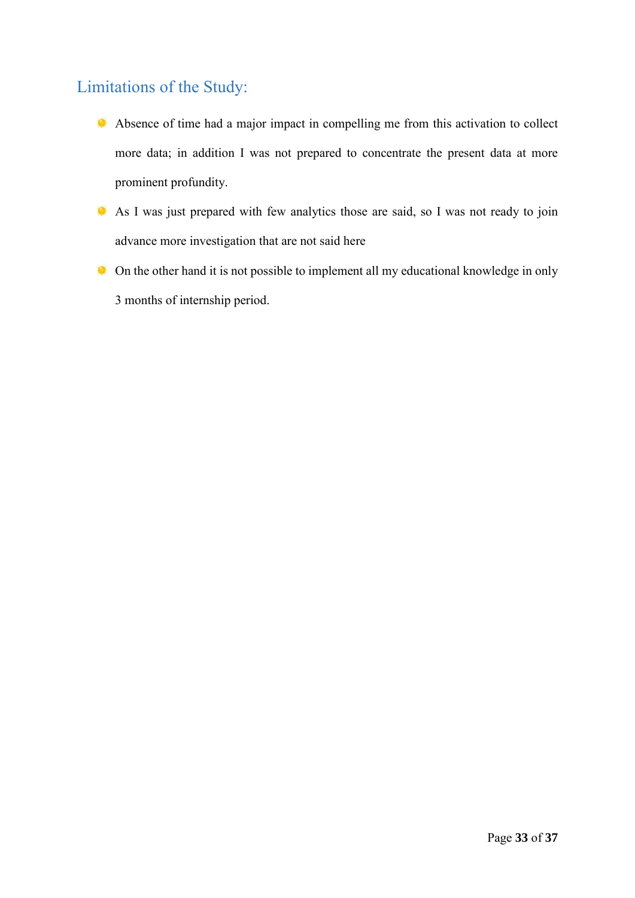## Limitations of the Study:

- Absence of time had a major impact in compelling me from this activation to collect more data; in addition I was not prepared to concentrate the present data at more prominent profundity.
- As I was just prepared with few analytics those are said, so I was not ready to join advance more investigation that are not said here
- On the other hand it is not possible to implement all my educational knowledge in only 3 months of internship period.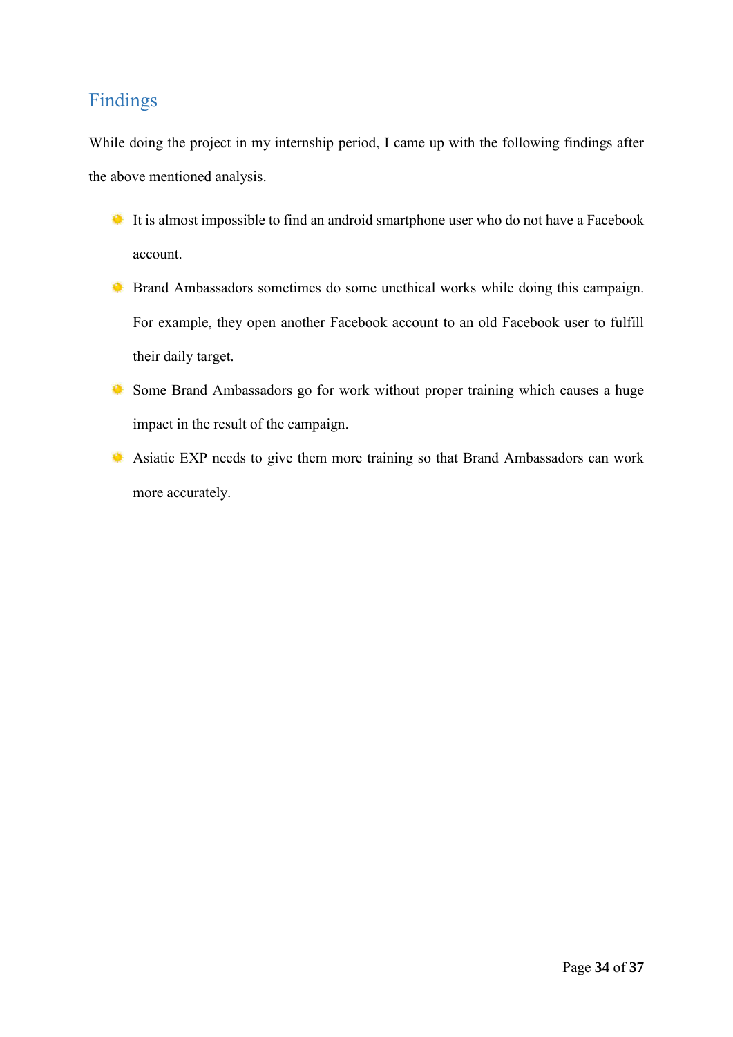## Findings

While doing the project in my internship period, I came up with the following findings after the above mentioned analysis.

- It is almost impossible to find an android smartphone user who do not have a Facebook account.
- Brand Ambassadors sometimes do some unethical works while doing this campaign. For example, they open another Facebook account to an old Facebook user to fulfill their daily target.
- Some Brand Ambassadors go for work without proper training which causes a huge impact in the result of the campaign.
- Asiatic EXP needs to give them more training so that Brand Ambassadors can work more accurately.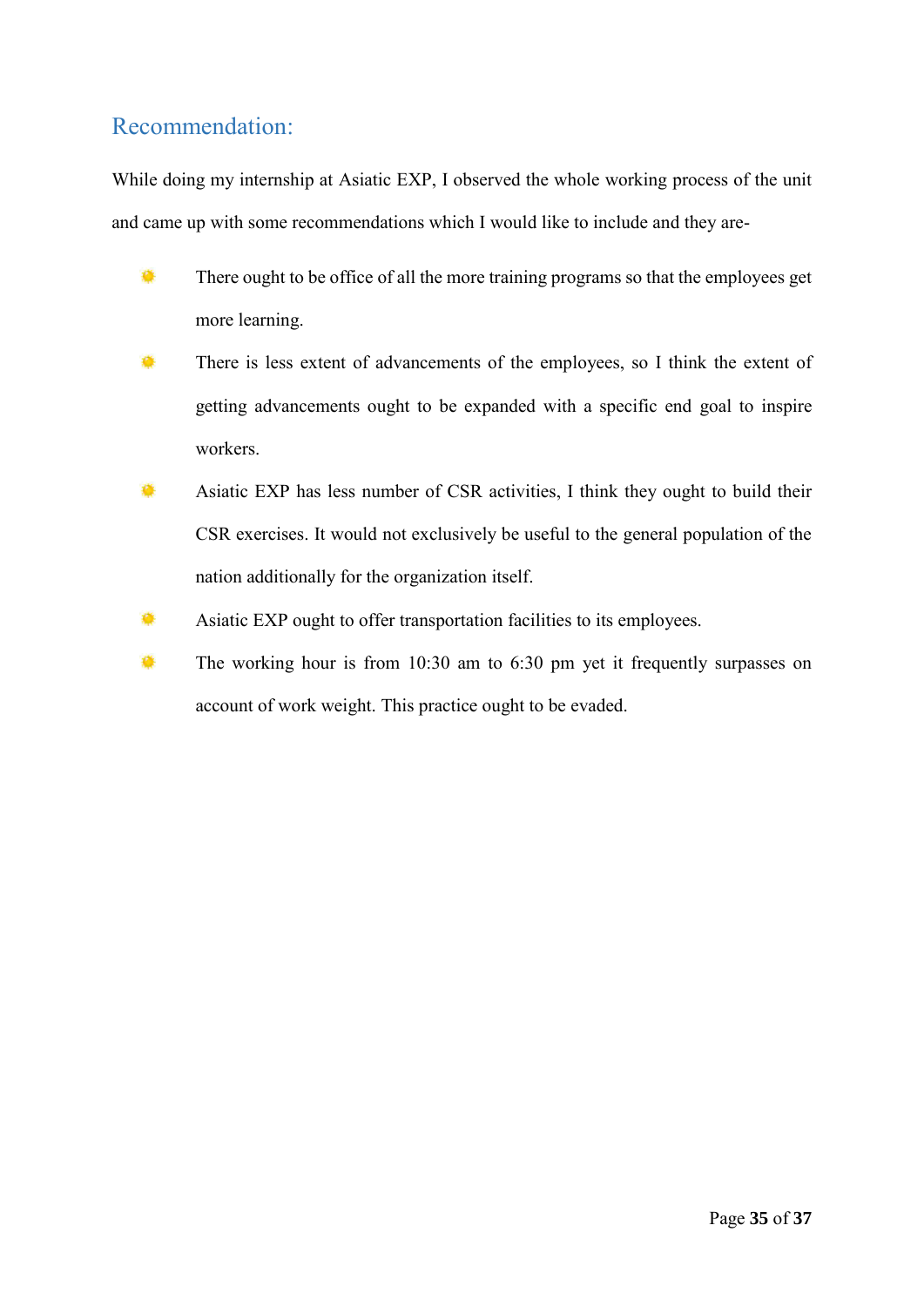## Recommendation:

While doing my internship at Asiatic EXP, I observed the whole working process of the unit and came up with some recommendations which I would like to include and they are-

- There ought to be office of all the more training programs so that the employees get more learning.
- There is less extent of advancements of the employees, so I think the extent of getting advancements ought to be expanded with a specific end goal to inspire workers.
- Asiatic EXP has less number of CSR activities, I think they ought to build their CSR exercises. It would not exclusively be useful to the general population of the nation additionally for the organization itself.
- Asiatic EXP ought to offer transportation facilities to its employees.
- The working hour is from 10:30 am to 6:30 pm yet it frequently surpasses on account of work weight. This practice ought to be evaded.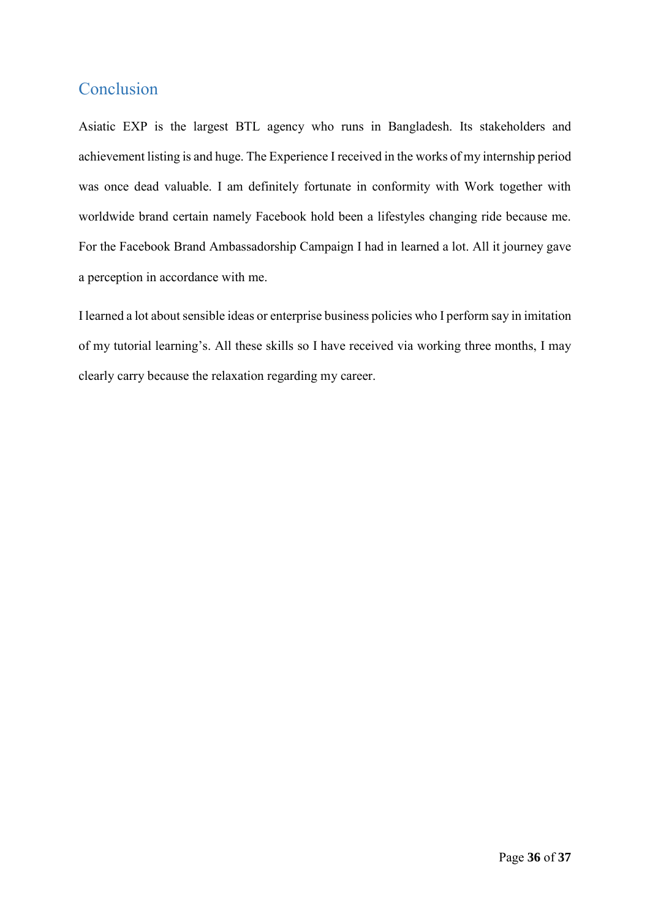# Conclusion

Asiatic EXP is the largest BTL agency who runs in Bangladesh. Its stakeholders and achievement listing is and huge. The Experience I received in the works of my internship period was once dead valuable. I am definitely fortunate in conformity with Work together with worldwide brand certain namely Facebook hold been a lifestyles changing ride because me. For the Facebook Brand Ambassadorship Campaign I had in learned a lot. All it journey gave a perception in accordance with me.

I learned a lot about sensible ideas or enterprise business policies who I perform say in imitation of my tutorial learning's. All these skills so I have received via working three months, I may clearly carry because the relaxation regarding my career.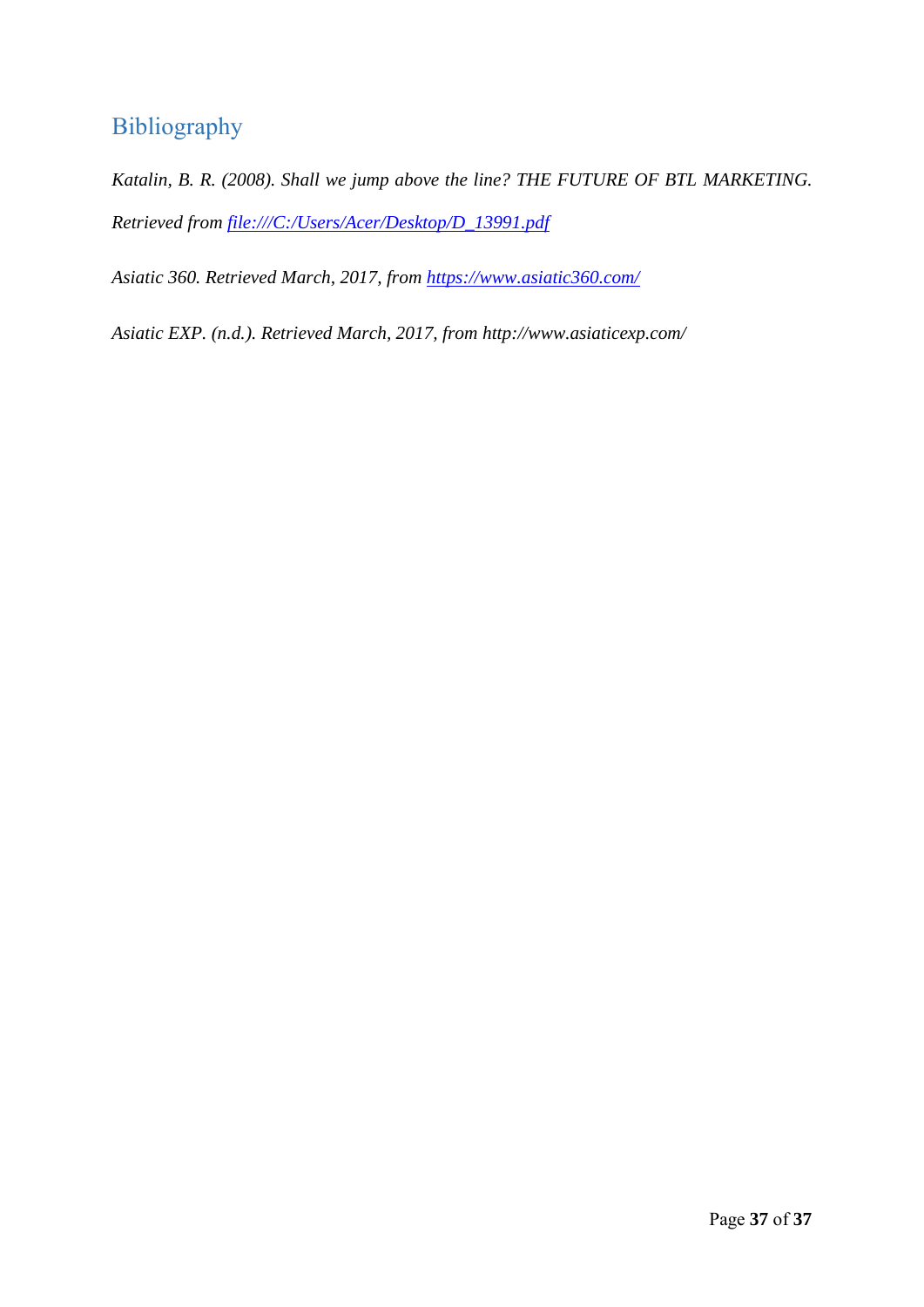# Bibliography

*Katalin, B. R. (2008). Shall we jump above the line? THE FUTURE OF BTL MARKETING. Retrieved from file:///C:/Users/Acer/Desktop/D_13991.pdf*

*Asiatic 360. Retrieved March, 2017, from https://www.asiatic360.com/*

*Asiatic EXP. (n.d.). Retrieved March, 2017, from http://www.asiaticexp.com/*